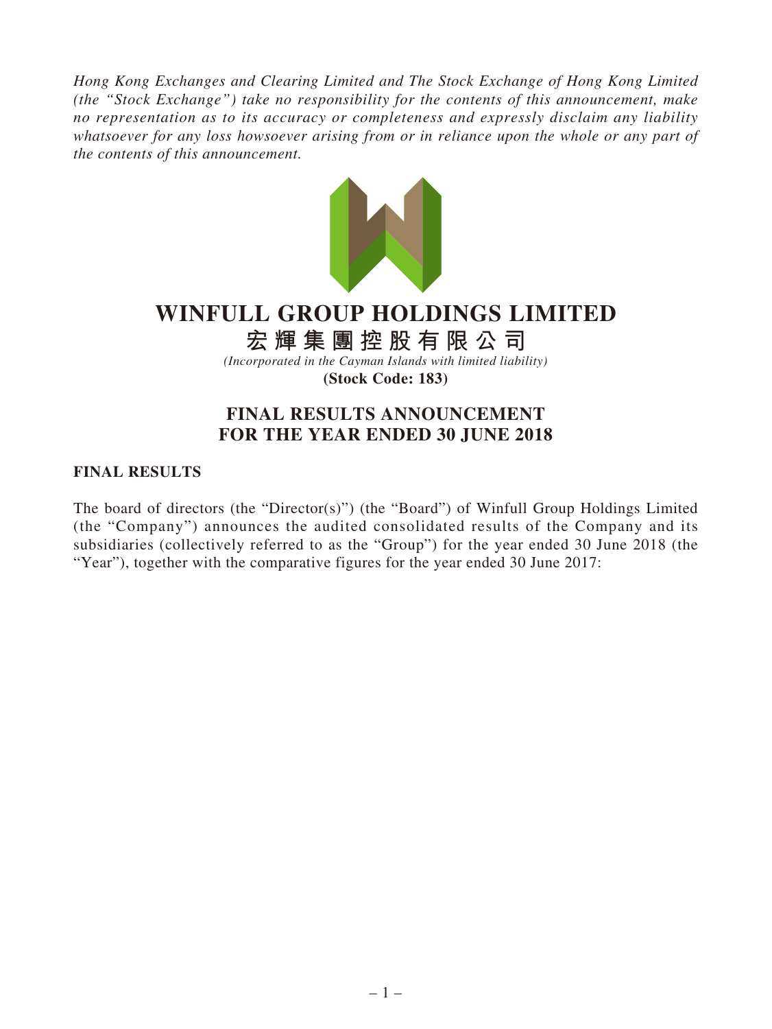*Hong Kong Exchanges and Clearing Limited and The Stock Exchange of Hong Kong Limited (the "Stock Exchange") take no responsibility for the contents of this announcement, make no representation as to its accuracy or completeness and expressly disclaim any liability whatsoever for any loss howsoever arising from or in reliance upon the whole or any part of the contents of this announcement.*

# WINFULL GROUP HOLDINGS LIMITED

# 宏輝集團控股有限公司

*(Incorporated in the Cayman Islands with limited liability)*

**(Stock Code: 183)**

## FINAL RESULTS ANNOUNCEMENT FOR THE YEAR ENDED 30 JUNE 2018

### FINAL RESULTS

The board of directors (the "Director(s)") (the "Board") of Winfull Group Holdings Limited (the "Company") announces the audited consolidated results of the Company and its subsidiaries (collectively referred to as the "Group") for the year ended 30 June 2018 (the "Year"), together with the comparative figures for the year ended 30 June 2017: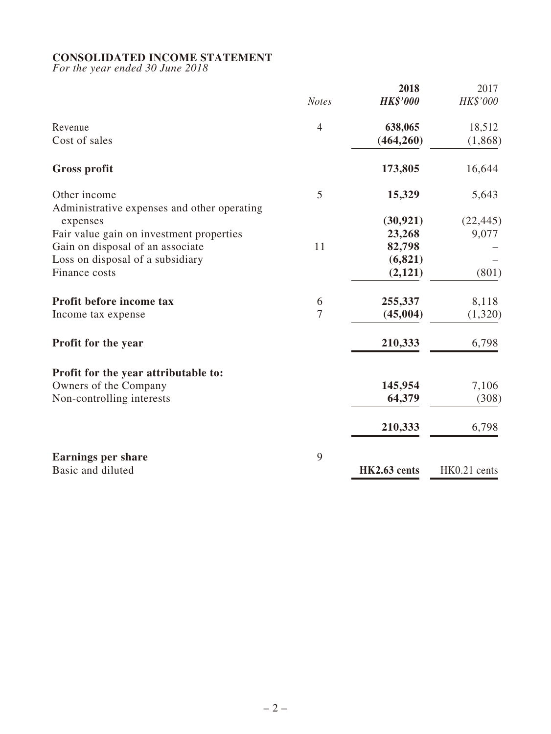**CONSOLIDATED INCOME STATEMENT**
*For the year ended 30 June 2018*

| | *Notes* | **2018** | 2017 |
|---|---|---|---|
| | | ***HK$'000*** | *HK$'000* |
| Revenue | 4 | **638,065** | 18,512 |
| Cost of sales | | **(464,260)** | (1,868) |
| **Gross profit** | | **173,805** | 16,644 |
| Other income | 5 | **15,329** | 5,643 |
| Administrative expenses and other operating expenses | | **(30,921)** | (22,445) |
| Fair value gain on investment properties | | **23,268** | 9,077 |
| Gain on disposal of an associate | 11 | **82,798** | – |
| Loss on disposal of a subsidiary | | **(6,821)** | – |
| Finance costs | | **(2,121)** | (801) |
| **Profit before income tax** | 6 | **255,337** | 8,118 |
| Income tax expense | 7 | **(45,004)** | (1,320) |
| **Profit for the year** | | **210,333** | 6,798 |
| **Profit for the year attributable to:** | | | |
| Owners of the Company | | **145,954** | 7,106 |
| Non-controlling interests | | **64,379** | (308) |
| | | **210,333** | 6,798 |
| **Earnings per share** | 9 | | |
| Basic and diluted | | **HK2.63 cents** | HK0.21 cents |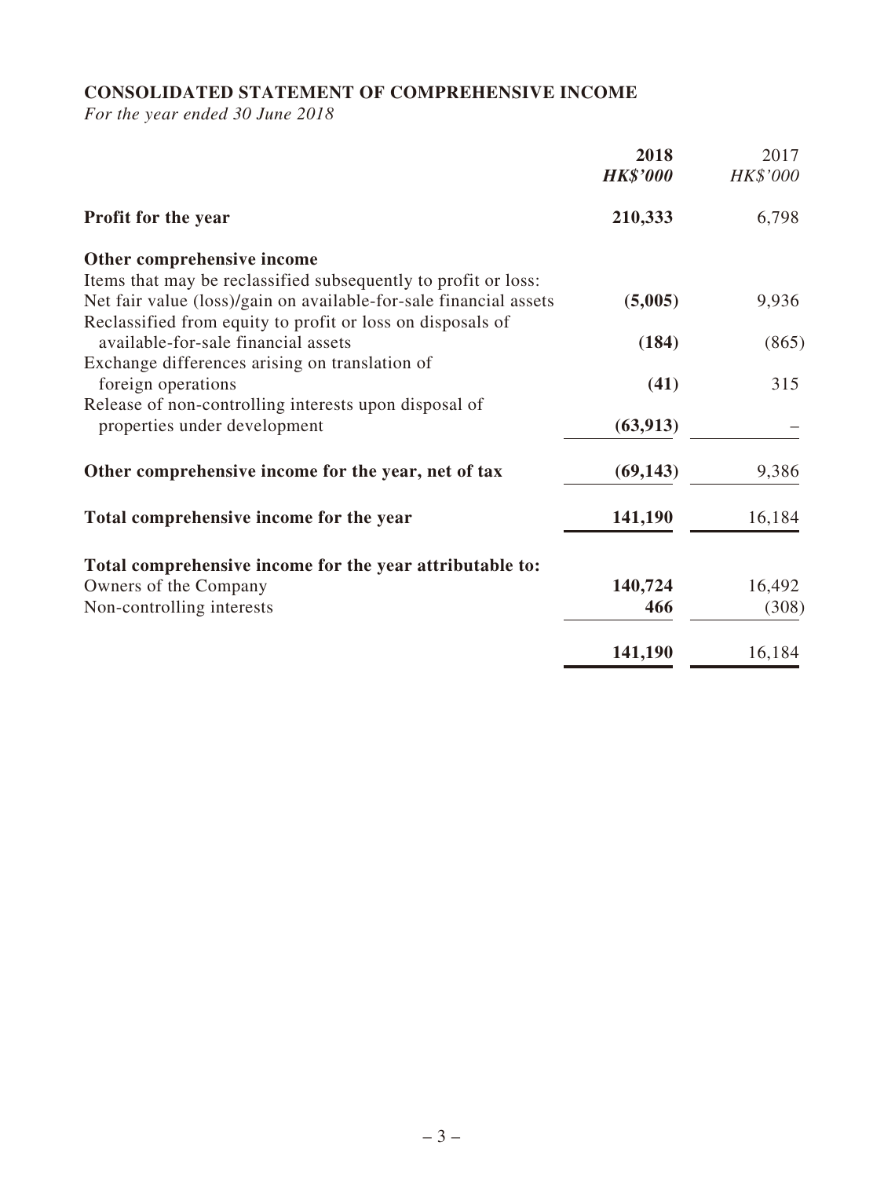## CONSOLIDATED STATEMENT OF COMPREHENSIVE INCOME

*For the year ended 30 June 2018*

| | 2018 | 2017 |
|---|---|---|
| | ***HK$'000*** | *HK$'000* |
| **Profit for the year** | **210,333** | 6,798 |
| **Other comprehensive income** | | |
| Items that may be reclassified subsequently to profit or loss: | | |
| Net fair value (loss)/gain on available-for-sale financial assets | **(5,005)** | 9,936 |
| Reclassified from equity to profit or loss on disposals of available-for-sale financial assets | **(184)** | (865) |
| Exchange differences arising on translation of foreign operations | **(41)** | 315 |
| Release of non-controlling interests upon disposal of properties under development | **(63,913)** | – |
| **Other comprehensive income for the year, net of tax** | **(69,143)** | 9,386 |
| **Total comprehensive income for the year** | **141,190** | 16,184 |
| **Total comprehensive income for the year attributable to:** | | |
| Owners of the Company | **140,724** | 16,492 |
| Non-controlling interests | **466** | (308) |
| | **141,190** | 16,184 |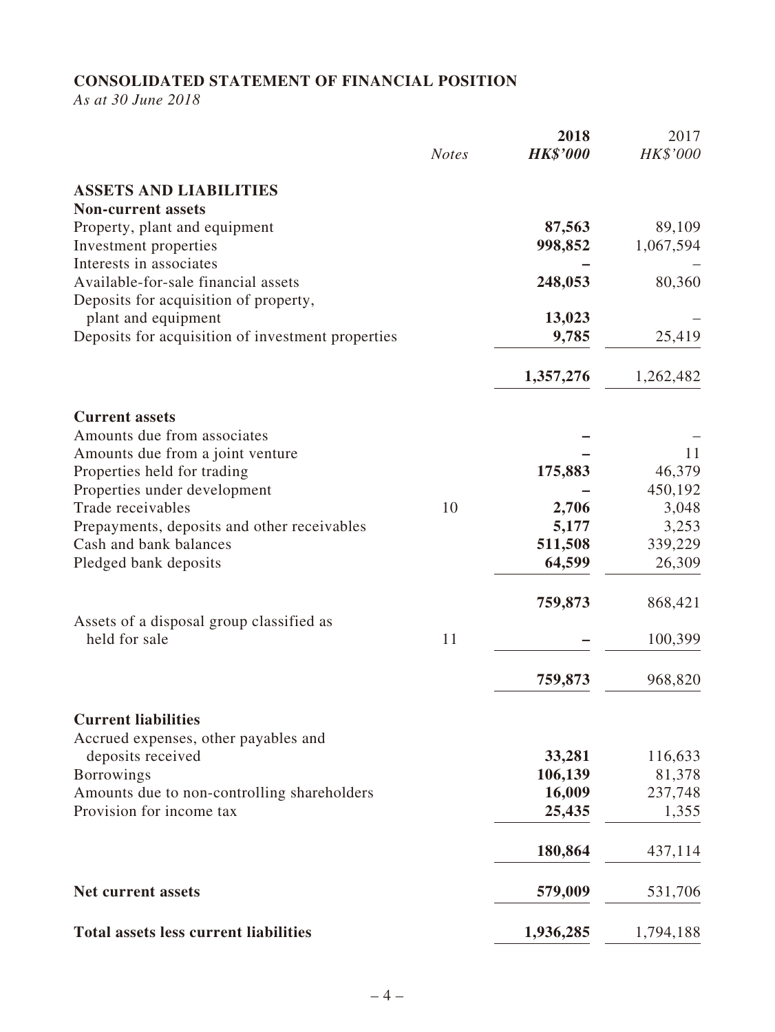## CONSOLIDATED STATEMENT OF FINANCIAL POSITION

*As at 30 June 2018*

| | *Notes* | **2018** ***HK$'000*** | 2017 *HK$'000* |
|---|---|---|---|
| **ASSETS AND LIABILITIES** | | | |
| **Non-current assets** | | | |
| Property, plant and equipment | | **87,563** | 89,109 |
| Investment properties | | **998,852** | 1,067,594 |
| Interests in associates | | **–** | – |
| Available-for-sale financial assets | | **248,053** | 80,360 |
| Deposits for acquisition of property, plant and equipment | | **13,023** | – |
| Deposits for acquisition of investment properties | | **9,785** | 25,419 |
| | | **1,357,276** | 1,262,482 |
| **Current assets** | | | |
| Amounts due from associates | | **–** | – |
| Amounts due from a joint venture | | **–** | 11 |
| Properties held for trading | | **175,883** | 46,379 |
| Properties under development | | **–** | 450,192 |
| Trade receivables | 10 | **2,706** | 3,048 |
| Prepayments, deposits and other receivables | | **5,177** | 3,253 |
| Cash and bank balances | | **511,508** | 339,229 |
| Pledged bank deposits | | **64,599** | 26,309 |
| | | **759,873** | 868,421 |
| Assets of a disposal group classified as held for sale | 11 | **–** | 100,399 |
| | | **759,873** | 968,820 |
| **Current liabilities** | | | |
| Accrued expenses, other payables and deposits received | | **33,281** | 116,633 |
| Borrowings | | **106,139** | 81,378 |
| Amounts due to non-controlling shareholders | | **16,009** | 237,748 |
| Provision for income tax | | **25,435** | 1,355 |
| | | **180,864** | 437,114 |
| **Net current assets** | | **579,009** | 531,706 |
| **Total assets less current liabilities** | | **1,936,285** | 1,794,188 |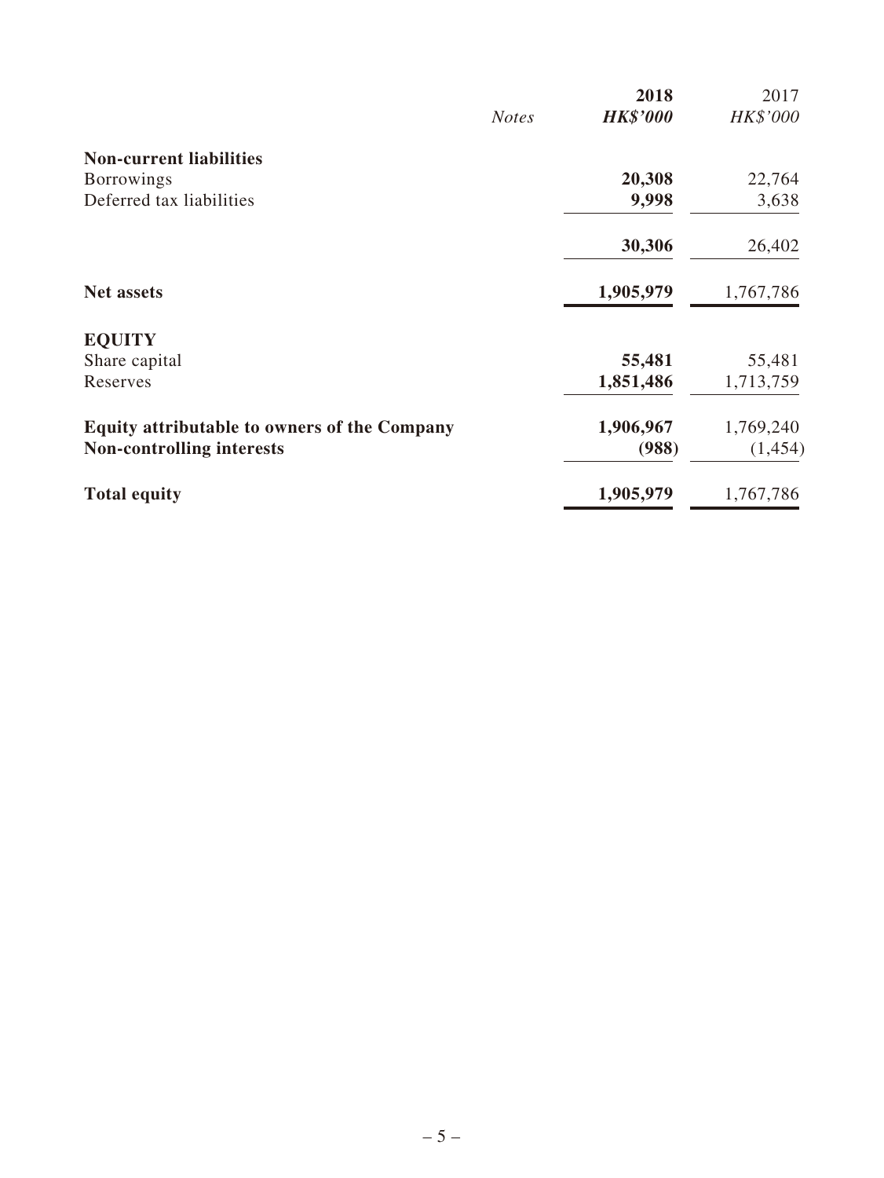| | Notes | 2018 *HK$'000* | 2017 *HK$'000* |
|---|---|---|---|
| **Non-current liabilities** | | | |
| Borrowings | | **20,308** | 22,764 |
| Deferred tax liabilities | | **9,998** | 3,638 |
| | | **30,306** | 26,402 |
| **Net assets** | | **1,905,979** | 1,767,786 |
| **EQUITY** | | | |
| Share capital | | **55,481** | 55,481 |
| Reserves | | **1,851,486** | 1,713,759 |
| **Equity attributable to owners of the Company** | | **1,906,967** | 1,769,240 |
| **Non-controlling interests** | | **(988)** | (1,454) |
| **Total equity** | | **1,905,979** | 1,767,786 |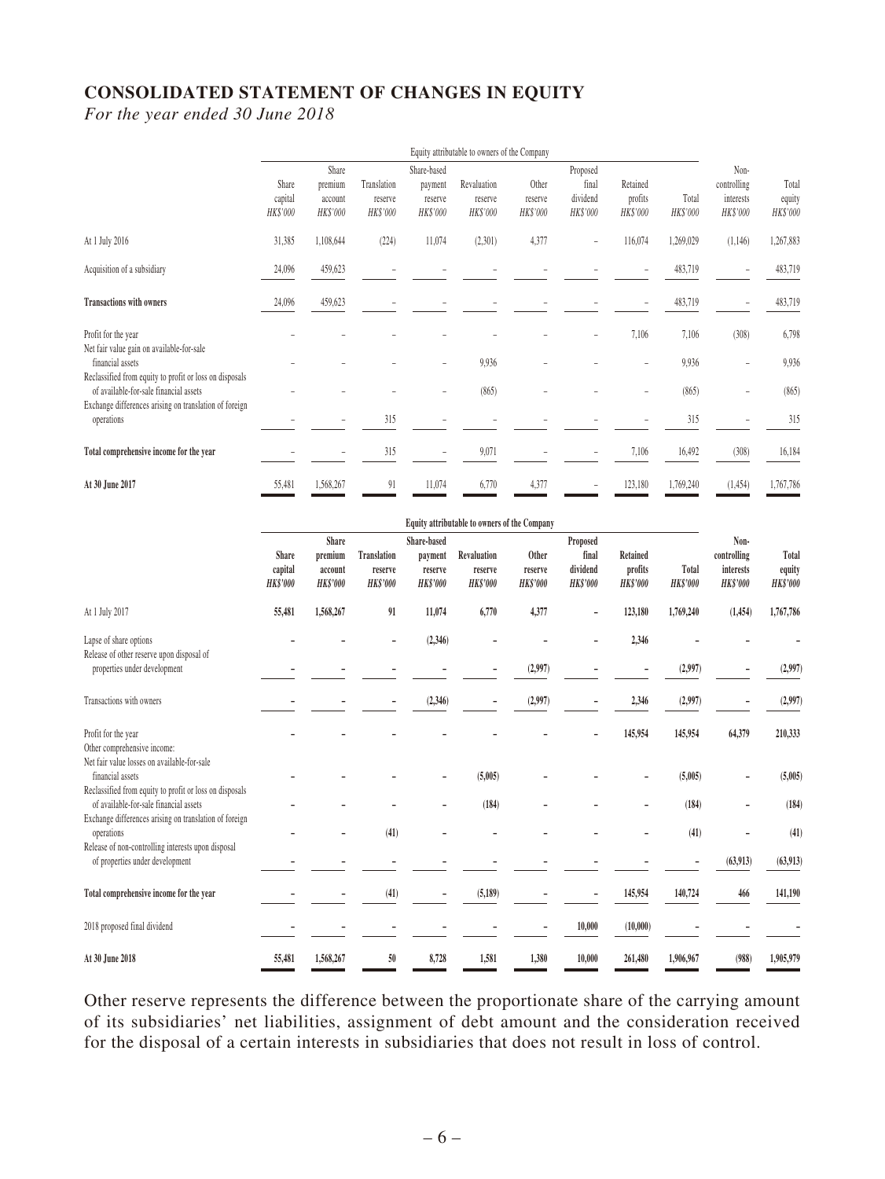# CONSOLIDATED STATEMENT OF CHANGES IN EQUITY

*For the year ended 30 June 2018*

| | Equity attributable to owners of the Company | | | | | | | | | | |
|---|---|---|---|---|---|---|---|---|---|---|---|
| | Share capital | Share premium account | Translation reserve | Share-based payment reserve | Revaluation reserve | Other reserve | Proposed final dividend | Retained profits | Total | Non-controlling interests | Total equity |
| | *HK$'000* | *HK$'000* | *HK$'000* | *HK$'000* | *HK$'000* | *HK$'000* | *HK$'000* | *HK$'000* | *HK$'000* | *HK$'000* | *HK$'000* |
| At 1 July 2016 | 31,385 | 1,108,644 | (224) | 11,074 | (2,301) | 4,377 | – | 116,074 | 1,269,029 | (1,146) | 1,267,883 |
| Acquisition of a subsidiary | 24,096 | 459,623 | – | – | – | – | – | – | 483,719 | – | 483,719 |
| **Transactions with owners** | 24,096 | 459,623 | – | – | – | – | – | – | 483,719 | – | 483,719 |
| Profit for the year | – | – | – | – | – | – | – | 7,106 | 7,106 | (308) | 6,798 |
| Net fair value gain on available-for-sale financial assets | – | – | – | – | 9,936 | – | – | – | 9,936 | – | 9,936 |
| Reclassified from equity to profit or loss on disposals of available-for-sale financial assets | – | – | – | – | (865) | – | – | – | (865) | – | (865) |
| Exchange differences arising on translation of foreign operations | – | – | 315 | – | – | – | – | – | 315 | – | 315 |
| **Total comprehensive income for the year** | – | – | 315 | – | 9,071 | – | – | 7,106 | 16,492 | (308) | 16,184 |
| **At 30 June 2017** | 55,481 | 1,568,267 | 91 | 11,074 | 6,770 | 4,377 | – | 123,180 | 1,769,240 | (1,454) | 1,767,786 |

| | **Equity attributable to owners of the Company** | | | | | | | | | | |
|---|---|---|---|---|---|---|---|---|---|---|---|
| | **Share capital** | **Share premium account** | **Translation reserve** | **Share-based payment reserve** | **Revaluation reserve** | **Other reserve** | **Proposed final dividend** | **Retained profits** | **Total** | **Non-controlling interests** | **Total equity** |
| | ***HK$'000*** | ***HK$'000*** | ***HK$'000*** | ***HK$'000*** | ***HK$'000*** | ***HK$'000*** | ***HK$'000*** | ***HK$'000*** | ***HK$'000*** | ***HK$'000*** | ***HK$'000*** |
| At 1 July 2017 | **55,481** | **1,568,267** | **91** | **11,074** | **6,770** | **4,377** | **–** | **123,180** | **1,769,240** | **(1,454)** | **1,767,786** |
| Lapse of share options | **–** | **–** | **–** | **(2,346)** | **–** | **–** | **–** | **2,346** | **–** | **–** | **–** |
| Release of other reserve upon disposal of properties under development | **–** | **–** | **–** | **–** | **–** | **(2,997)** | **–** | **–** | **(2,997)** | **–** | **(2,997)** |
| Transactions with owners | **–** | **–** | **–** | **(2,346)** | **–** | **(2,997)** | **–** | **2,346** | **(2,997)** | **–** | **(2,997)** |
| Profit for the year | **–** | **–** | **–** | **–** | **–** | **–** | **–** | **145,954** | **145,954** | **64,379** | **210,333** |
| Other comprehensive income: | | | | | | | | | | | |
| Net fair value losses on available-for-sale financial assets | **–** | **–** | **–** | **–** | **(5,005)** | **–** | **–** | **–** | **(5,005)** | **–** | **(5,005)** |
| Reclassified from equity to profit or loss on disposals of available-for-sale financial assets | **–** | **–** | **–** | **–** | **(184)** | **–** | **–** | **–** | **(184)** | **–** | **(184)** |
| Exchange differences arising on translation of foreign operations | **–** | **–** | **(41)** | **–** | **–** | **–** | **–** | **–** | **(41)** | **–** | **(41)** |
| Release of non-controlling interests upon disposal of properties under development | **–** | **–** | **–** | **–** | **–** | **–** | **–** | **–** | **–** | **(63,913)** | **(63,913)** |
| **Total comprehensive income for the year** | **–** | **–** | **(41)** | **–** | **(5,189)** | **–** | **–** | **145,954** | **140,724** | **466** | **141,190** |
| 2018 proposed final dividend | **–** | **–** | **–** | **–** | **–** | **–** | **10,000** | **(10,000)** | **–** | **–** | **–** |
| **At 30 June 2018** | **55,481** | **1,568,267** | **50** | **8,728** | **1,581** | **1,380** | **10,000** | **261,480** | **1,906,967** | **(988)** | **1,905,979** |

Other reserve represents the difference between the proportionate share of the carrying amount of its subsidiaries' net liabilities, assignment of debt amount and the consideration received for the disposal of a certain interests in subsidiaries that does not result in loss of control.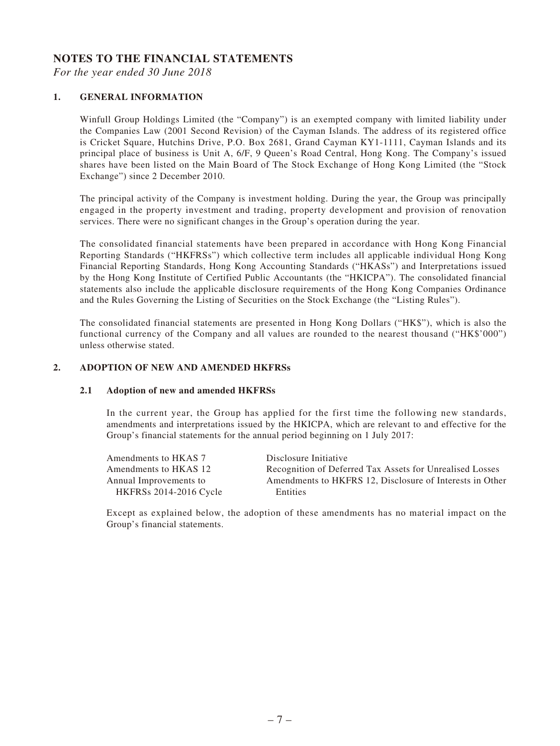# NOTES TO THE FINANCIAL STATEMENTS

*For the year ended 30 June 2018*

## 1. GENERAL INFORMATION

Winfull Group Holdings Limited (the "Company") is an exempted company with limited liability under the Companies Law (2001 Second Revision) of the Cayman Islands. The address of its registered office is Cricket Square, Hutchins Drive, P.O. Box 2681, Grand Cayman KY1-1111, Cayman Islands and its principal place of business is Unit A, 6/F, 9 Queen's Road Central, Hong Kong. The Company's issued shares have been listed on the Main Board of The Stock Exchange of Hong Kong Limited (the "Stock Exchange") since 2 December 2010.

The principal activity of the Company is investment holding. During the year, the Group was principally engaged in the property investment and trading, property development and provision of renovation services. There were no significant changes in the Group's operation during the year.

The consolidated financial statements have been prepared in accordance with Hong Kong Financial Reporting Standards ("HKFRSs") which collective term includes all applicable individual Hong Kong Financial Reporting Standards, Hong Kong Accounting Standards ("HKASs") and Interpretations issued by the Hong Kong Institute of Certified Public Accountants (the "HKICPA"). The consolidated financial statements also include the applicable disclosure requirements of the Hong Kong Companies Ordinance and the Rules Governing the Listing of Securities on the Stock Exchange (the "Listing Rules").

The consolidated financial statements are presented in Hong Kong Dollars ("HK$"), which is also the functional currency of the Company and all values are rounded to the nearest thousand ("HK$'000") unless otherwise stated.

## 2. ADOPTION OF NEW AND AMENDED HKFRSs

### 2.1 Adoption of new and amended HKFRSs

In the current year, the Group has applied for the first time the following new standards, amendments and interpretations issued by the HKICPA, which are relevant to and effective for the Group's financial statements for the annual period beginning on 1 July 2017:

| | |
|---|---|
| Amendments to HKAS 7 | Disclosure Initiative |
| Amendments to HKAS 12 | Recognition of Deferred Tax Assets for Unrealised Losses |
| Annual Improvements to HKFRSs 2014-2016 Cycle | Amendments to HKFRS 12, Disclosure of Interests in Other Entities |

Except as explained below, the adoption of these amendments has no material impact on the Group's financial statements.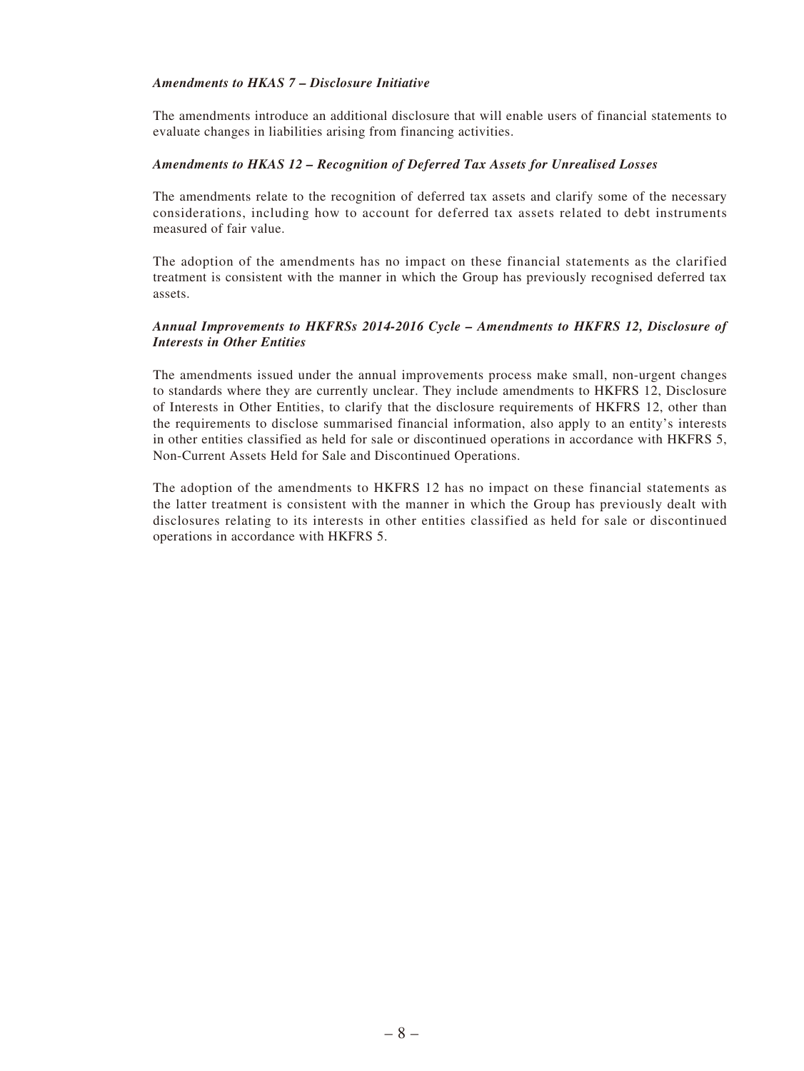***Amendments to HKAS 7 – Disclosure Initiative***

The amendments introduce an additional disclosure that will enable users of financial statements to evaluate changes in liabilities arising from financing activities.

***Amendments to HKAS 12 – Recognition of Deferred Tax Assets for Unrealised Losses***

The amendments relate to the recognition of deferred tax assets and clarify some of the necessary considerations, including how to account for deferred tax assets related to debt instruments measured of fair value.

The adoption of the amendments has no impact on these financial statements as the clarified treatment is consistent with the manner in which the Group has previously recognised deferred tax assets.

***Annual Improvements to HKFRSs 2014-2016 Cycle – Amendments to HKFRS 12, Disclosure of Interests in Other Entities***

The amendments issued under the annual improvements process make small, non-urgent changes to standards where they are currently unclear. They include amendments to HKFRS 12, Disclosure of Interests in Other Entities, to clarify that the disclosure requirements of HKFRS 12, other than the requirements to disclose summarised financial information, also apply to an entity's interests in other entities classified as held for sale or discontinued operations in accordance with HKFRS 5, Non-Current Assets Held for Sale and Discontinued Operations.

The adoption of the amendments to HKFRS 12 has no impact on these financial statements as the latter treatment is consistent with the manner in which the Group has previously dealt with disclosures relating to its interests in other entities classified as held for sale or discontinued operations in accordance with HKFRS 5.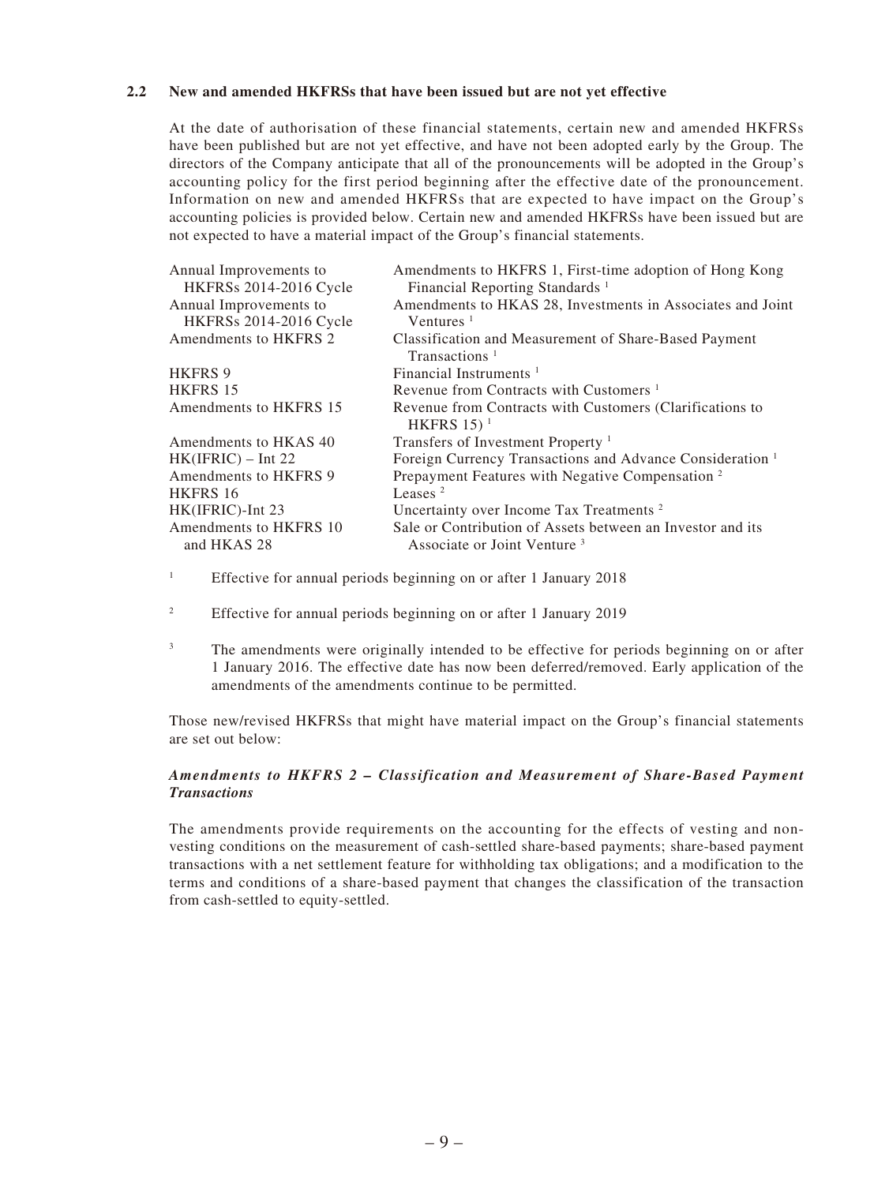### 2.2 New and amended HKFRSs that have been issued but are not yet effective

At the date of authorisation of these financial statements, certain new and amended HKFRSs have been published but are not yet effective, and have not been adopted early by the Group. The directors of the Company anticipate that all of the pronouncements will be adopted in the Group's accounting policy for the first period beginning after the effective date of the pronouncement. Information on new and amended HKFRSs that are expected to have impact on the Group's accounting policies is provided below. Certain new and amended HKFRSs have been issued but are not expected to have a material impact of the Group's financial statements.

| | |
|---|---|
| Annual Improvements to HKFRSs 2014-2016 Cycle | Amendments to HKFRS 1, First-time adoption of Hong Kong Financial Reporting Standards [1] |
| Annual Improvements to HKFRSs 2014-2016 Cycle | Amendments to HKAS 28, Investments in Associates and Joint Ventures [1] |
| Amendments to HKFRS 2 | Classification and Measurement of Share-Based Payment Transactions [1] |
| HKFRS 9 | Financial Instruments [1] |
| HKFRS 15 | Revenue from Contracts with Customers [1] |
| Amendments to HKFRS 15 | Revenue from Contracts with Customers (Clarifications to HKFRS 15) [1] |
| Amendments to HKAS 40 | Transfers of Investment Property [1] |
| HK(IFRIC) – Int 22 | Foreign Currency Transactions and Advance Consideration [1] |
| Amendments to HKFRS 9 | Prepayment Features with Negative Compensation [2] |
| HKFRS 16 | Leases [2] |
| HK(IFRIC)-Int 23 | Uncertainty over Income Tax Treatments [2] |
| Amendments to HKFRS 10 and HKAS 28 | Sale or Contribution of Assets between an Investor and its Associate or Joint Venture [3] |

[1] Effective for annual periods beginning on or after 1 January 2018

[2] Effective for annual periods beginning on or after 1 January 2019

[3] The amendments were originally intended to be effective for periods beginning on or after 1 January 2016. The effective date has now been deferred/removed. Early application of the amendments of the amendments continue to be permitted.

Those new/revised HKFRSs that might have material impact on the Group's financial statements are set out below:

***Amendments to HKFRS 2 – Classification and Measurement of Share-Based Payment Transactions***

The amendments provide requirements on the accounting for the effects of vesting and non-vesting conditions on the measurement of cash-settled share-based payments; share-based payment transactions with a net settlement feature for withholding tax obligations; and a modification to the terms and conditions of a share-based payment that changes the classification of the transaction from cash-settled to equity-settled.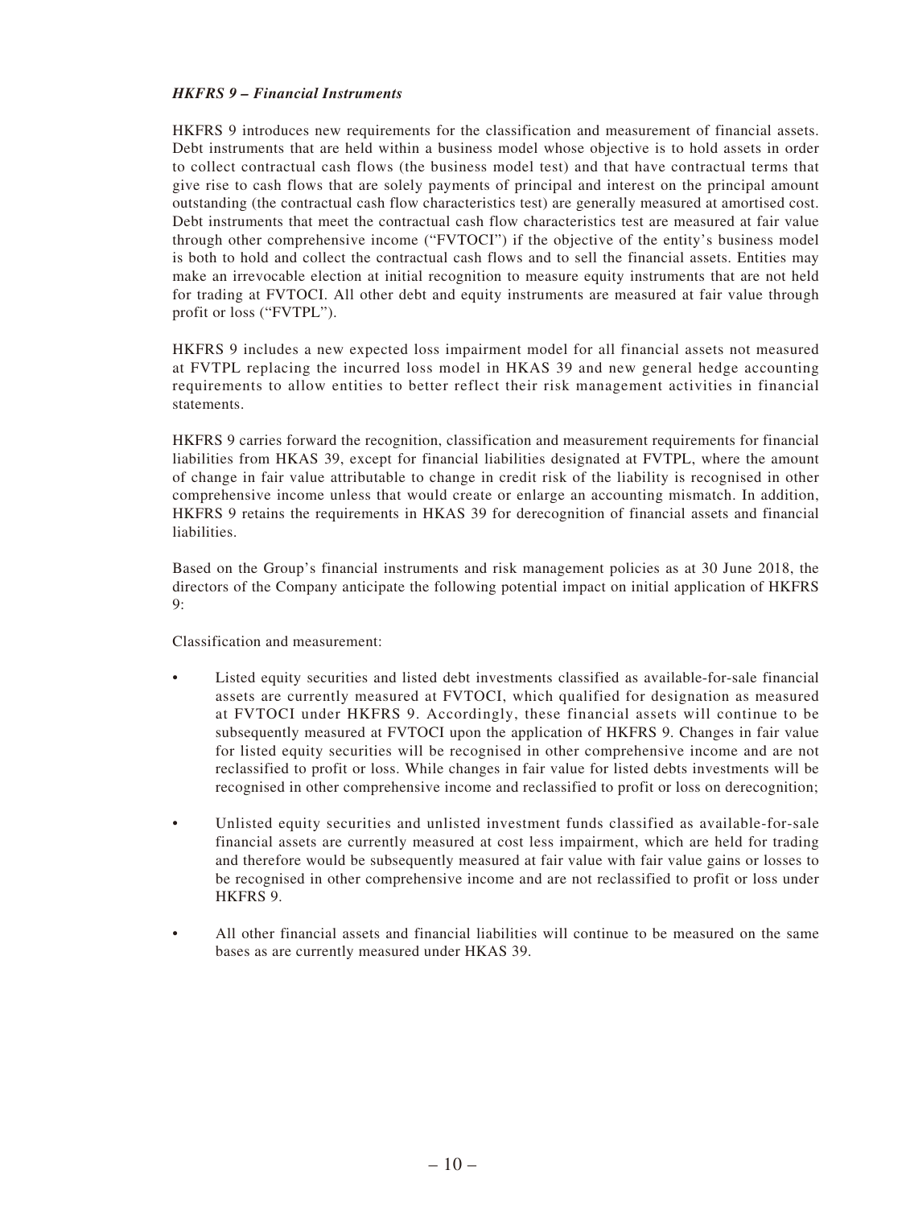***HKFRS 9 – Financial Instruments***

HKFRS 9 introduces new requirements for the classification and measurement of financial assets. Debt instruments that are held within a business model whose objective is to hold assets in order to collect contractual cash flows (the business model test) and that have contractual terms that give rise to cash flows that are solely payments of principal and interest on the principal amount outstanding (the contractual cash flow characteristics test) are generally measured at amortised cost. Debt instruments that meet the contractual cash flow characteristics test are measured at fair value through other comprehensive income ("FVTOCI") if the objective of the entity's business model is both to hold and collect the contractual cash flows and to sell the financial assets. Entities may make an irrevocable election at initial recognition to measure equity instruments that are not held for trading at FVTOCI. All other debt and equity instruments are measured at fair value through profit or loss ("FVTPL").

HKFRS 9 includes a new expected loss impairment model for all financial assets not measured at FVTPL replacing the incurred loss model in HKAS 39 and new general hedge accounting requirements to allow entities to better reflect their risk management activities in financial statements.

HKFRS 9 carries forward the recognition, classification and measurement requirements for financial liabilities from HKAS 39, except for financial liabilities designated at FVTPL, where the amount of change in fair value attributable to change in credit risk of the liability is recognised in other comprehensive income unless that would create or enlarge an accounting mismatch. In addition, HKFRS 9 retains the requirements in HKAS 39 for derecognition of financial assets and financial liabilities.

Based on the Group's financial instruments and risk management policies as at 30 June 2018, the directors of the Company anticipate the following potential impact on initial application of HKFRS 9:

Classification and measurement:

- Listed equity securities and listed debt investments classified as available-for-sale financial assets are currently measured at FVTOCI, which qualified for designation as measured at FVTOCI under HKFRS 9. Accordingly, these financial assets will continue to be subsequently measured at FVTOCI upon the application of HKFRS 9. Changes in fair value for listed equity securities will be recognised in other comprehensive income and are not reclassified to profit or loss. While changes in fair value for listed debts investments will be recognised in other comprehensive income and reclassified to profit or loss on derecognition;

- Unlisted equity securities and unlisted investment funds classified as available-for-sale financial assets are currently measured at cost less impairment, which are held for trading and therefore would be subsequently measured at fair value with fair value gains or losses to be recognised in other comprehensive income and are not reclassified to profit or loss under HKFRS 9.

- All other financial assets and financial liabilities will continue to be measured on the same bases as are currently measured under HKAS 39.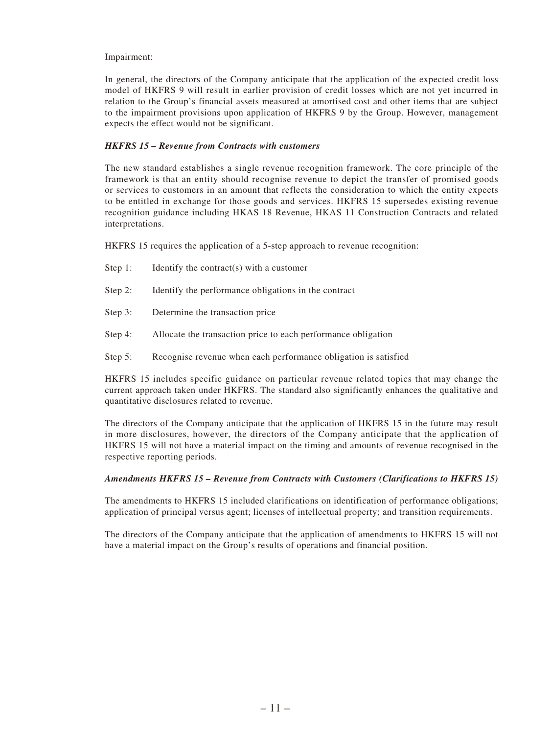Impairment:

In general, the directors of the Company anticipate that the application of the expected credit loss model of HKFRS 9 will result in earlier provision of credit losses which are not yet incurred in relation to the Group's financial assets measured at amortised cost and other items that are subject to the impairment provisions upon application of HKFRS 9 by the Group. However, management expects the effect would not be significant.

***HKFRS 15 – Revenue from Contracts with customers***

The new standard establishes a single revenue recognition framework. The core principle of the framework is that an entity should recognise revenue to depict the transfer of promised goods or services to customers in an amount that reflects the consideration to which the entity expects to be entitled in exchange for those goods and services. HKFRS 15 supersedes existing revenue recognition guidance including HKAS 18 Revenue, HKAS 11 Construction Contracts and related interpretations.

HKFRS 15 requires the application of a 5-step approach to revenue recognition:

Step 1: Identify the contract(s) with a customer

Step 2: Identify the performance obligations in the contract

Step 3: Determine the transaction price

Step 4: Allocate the transaction price to each performance obligation

Step 5: Recognise revenue when each performance obligation is satisfied

HKFRS 15 includes specific guidance on particular revenue related topics that may change the current approach taken under HKFRS. The standard also significantly enhances the qualitative and quantitative disclosures related to revenue.

The directors of the Company anticipate that the application of HKFRS 15 in the future may result in more disclosures, however, the directors of the Company anticipate that the application of HKFRS 15 will not have a material impact on the timing and amounts of revenue recognised in the respective reporting periods.

***Amendments HKFRS 15 – Revenue from Contracts with Customers (Clarifications to HKFRS 15)***

The amendments to HKFRS 15 included clarifications on identification of performance obligations; application of principal versus agent; licenses of intellectual property; and transition requirements.

The directors of the Company anticipate that the application of amendments to HKFRS 15 will not have a material impact on the Group's results of operations and financial position.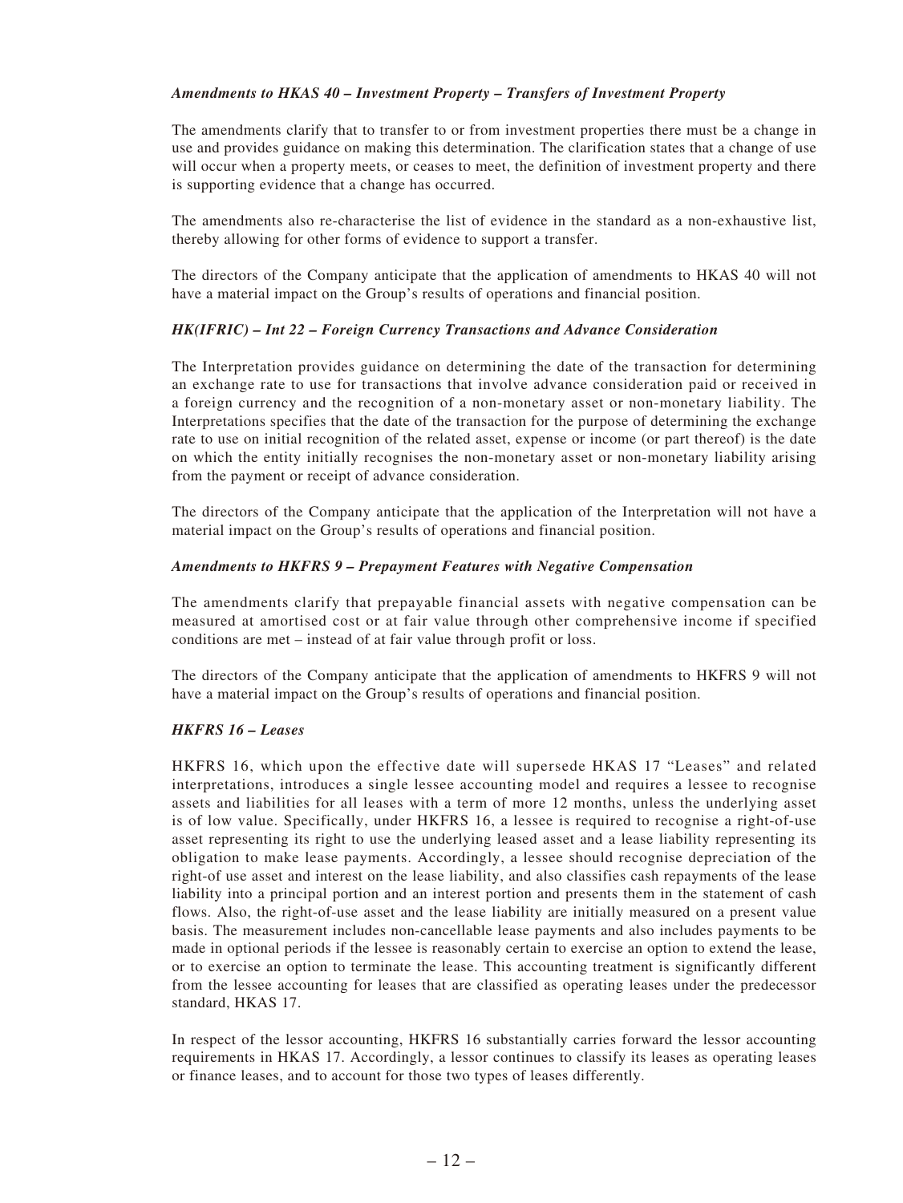***Amendments to HKAS 40 – Investment Property – Transfers of Investment Property***

The amendments clarify that to transfer to or from investment properties there must be a change in use and provides guidance on making this determination. The clarification states that a change of use will occur when a property meets, or ceases to meet, the definition of investment property and there is supporting evidence that a change has occurred.

The amendments also re-characterise the list of evidence in the standard as a non-exhaustive list, thereby allowing for other forms of evidence to support a transfer.

The directors of the Company anticipate that the application of amendments to HKAS 40 will not have a material impact on the Group's results of operations and financial position.

***HK(IFRIC) – Int 22 – Foreign Currency Transactions and Advance Consideration***

The Interpretation provides guidance on determining the date of the transaction for determining an exchange rate to use for transactions that involve advance consideration paid or received in a foreign currency and the recognition of a non-monetary asset or non-monetary liability. The Interpretations specifies that the date of the transaction for the purpose of determining the exchange rate to use on initial recognition of the related asset, expense or income (or part thereof) is the date on which the entity initially recognises the non-monetary asset or non-monetary liability arising from the payment or receipt of advance consideration.

The directors of the Company anticipate that the application of the Interpretation will not have a material impact on the Group's results of operations and financial position.

***Amendments to HKFRS 9 – Prepayment Features with Negative Compensation***

The amendments clarify that prepayable financial assets with negative compensation can be measured at amortised cost or at fair value through other comprehensive income if specified conditions are met – instead of at fair value through profit or loss.

The directors of the Company anticipate that the application of amendments to HKFRS 9 will not have a material impact on the Group's results of operations and financial position.

***HKFRS 16 – Leases***

HKFRS 16, which upon the effective date will supersede HKAS 17 "Leases" and related interpretations, introduces a single lessee accounting model and requires a lessee to recognise assets and liabilities for all leases with a term of more 12 months, unless the underlying asset is of low value. Specifically, under HKFRS 16, a lessee is required to recognise a right-of-use asset representing its right to use the underlying leased asset and a lease liability representing its obligation to make lease payments. Accordingly, a lessee should recognise depreciation of the right-of use asset and interest on the lease liability, and also classifies cash repayments of the lease liability into a principal portion and an interest portion and presents them in the statement of cash flows. Also, the right-of-use asset and the lease liability are initially measured on a present value basis. The measurement includes non-cancellable lease payments and also includes payments to be made in optional periods if the lessee is reasonably certain to exercise an option to extend the lease, or to exercise an option to terminate the lease. This accounting treatment is significantly different from the lessee accounting for leases that are classified as operating leases under the predecessor standard, HKAS 17.

In respect of the lessor accounting, HKFRS 16 substantially carries forward the lessor accounting requirements in HKAS 17. Accordingly, a lessor continues to classify its leases as operating leases or finance leases, and to account for those two types of leases differently.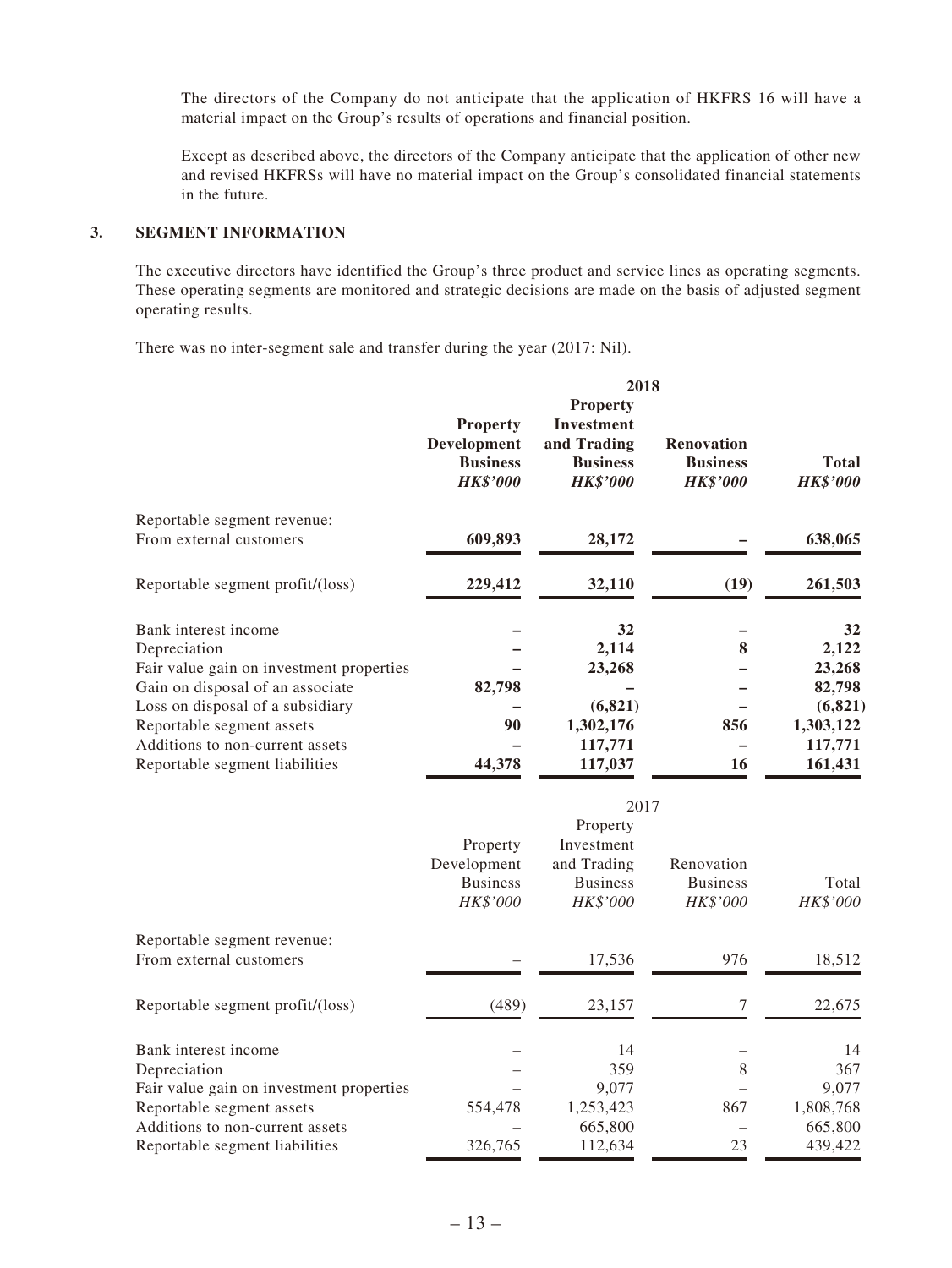The directors of the Company do not anticipate that the application of HKFRS 16 will have a material impact on the Group's results of operations and financial position.

Except as described above, the directors of the Company anticipate that the application of other new and revised HKFRSs will have no material impact on the Group's consolidated financial statements in the future.

## 3. SEGMENT INFORMATION

The executive directors have identified the Group's three product and service lines as operating segments. These operating segments are monitored and strategic decisions are made on the basis of adjusted segment operating results.

There was no inter-segment sale and transfer during the year (2017: Nil).

| | **2018** | | | |
|---|---|---|---|---|
| | **Property Development Business** | **Property Investment and Trading Business** | **Renovation Business** | **Total** |
| | ***HK$'000*** | ***HK$'000*** | ***HK$'000*** | ***HK$'000*** |
| Reportable segment revenue: | | | | |
| From external customers | **609,893** | **28,172** | **–** | **638,065** |
| Reportable segment profit/(loss) | **229,412** | **32,110** | **(19)** | **261,503** |
| Bank interest income | **–** | **32** | **–** | **32** |
| Depreciation | **–** | **2,114** | **8** | **2,122** |
| Fair value gain on investment properties | **–** | **23,268** | **–** | **23,268** |
| Gain on disposal of an associate | **82,798** | **–** | **–** | **82,798** |
| Loss on disposal of a subsidiary | **–** | **(6,821)** | **–** | **(6,821)** |
| Reportable segment assets | **90** | **1,302,176** | **856** | **1,303,122** |
| Additions to non-current assets | **–** | **117,771** | **–** | **117,771** |
| Reportable segment liabilities | **44,378** | **117,037** | **16** | **161,431** |

| | 2017 | | | |
|---|---|---|---|---|
| | Property Development Business | Property Investment and Trading Business | Renovation Business | Total |
| | *HK$'000* | *HK$'000* | *HK$'000* | *HK$'000* |
| Reportable segment revenue: | | | | |
| From external customers | – | 17,536 | 976 | 18,512 |
| Reportable segment profit/(loss) | (489) | 23,157 | 7 | 22,675 |
| Bank interest income | – | 14 | – | 14 |
| Depreciation | – | 359 | 8 | 367 |
| Fair value gain on investment properties | – | 9,077 | – | 9,077 |
| Reportable segment assets | 554,478 | 1,253,423 | 867 | 1,808,768 |
| Additions to non-current assets | – | 665,800 | – | 665,800 |
| Reportable segment liabilities | 326,765 | 112,634 | 23 | 439,422 |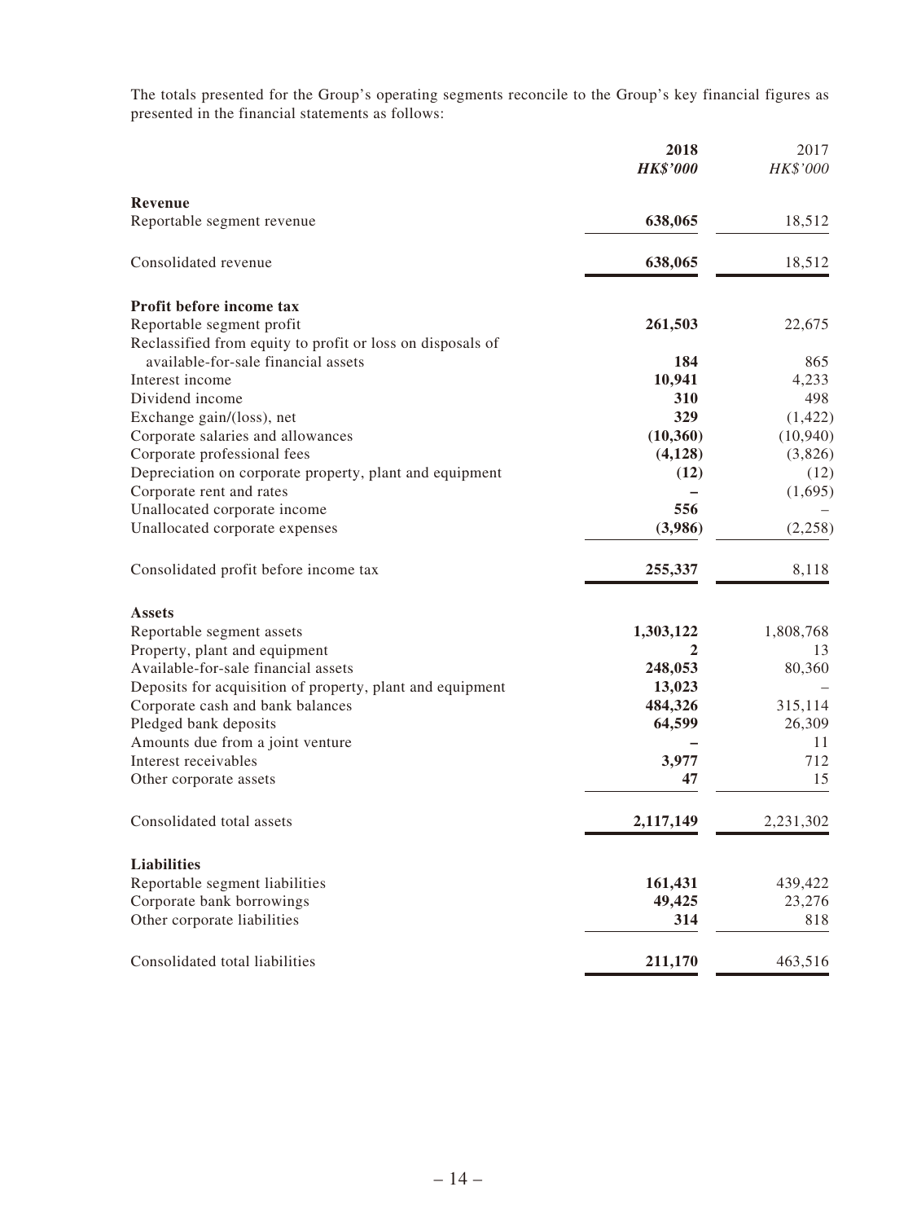The totals presented for the Group's operating segments reconcile to the Group's key financial figures as presented in the financial statements as follows:

| | **2018** | 2017 |
|---|---|---|
| | ***HK$'000*** | *HK$'000* |
| **Revenue** | | |
| Reportable segment revenue | **638,065** | 18,512 |
| Consolidated revenue | **638,065** | 18,512 |
| **Profit before income tax** | | |
| Reportable segment profit | **261,503** | 22,675 |
| Reclassified from equity to profit or loss on disposals of available-for-sale financial assets | **184** | 865 |
| Interest income | **10,941** | 4,233 |
| Dividend income | **310** | 498 |
| Exchange gain/(loss), net | **329** | (1,422) |
| Corporate salaries and allowances | **(10,360)** | (10,940) |
| Corporate professional fees | **(4,128)** | (3,826) |
| Depreciation on corporate property, plant and equipment | **(12)** | (12) |
| Corporate rent and rates | **–** | (1,695) |
| Unallocated corporate income | **556** | – |
| Unallocated corporate expenses | **(3,986)** | (2,258) |
| Consolidated profit before income tax | **255,337** | 8,118 |
| **Assets** | | |
| Reportable segment assets | **1,303,122** | 1,808,768 |
| Property, plant and equipment | **2** | 13 |
| Available-for-sale financial assets | **248,053** | 80,360 |
| Deposits for acquisition of property, plant and equipment | **13,023** | – |
| Corporate cash and bank balances | **484,326** | 315,114 |
| Pledged bank deposits | **64,599** | 26,309 |
| Amounts due from a joint venture | **–** | 11 |
| Interest receivables | **3,977** | 712 |
| Other corporate assets | **47** | 15 |
| Consolidated total assets | **2,117,149** | 2,231,302 |
| **Liabilities** | | |
| Reportable segment liabilities | **161,431** | 439,422 |
| Corporate bank borrowings | **49,425** | 23,276 |
| Other corporate liabilities | **314** | 818 |
| Consolidated total liabilities | **211,170** | 463,516 |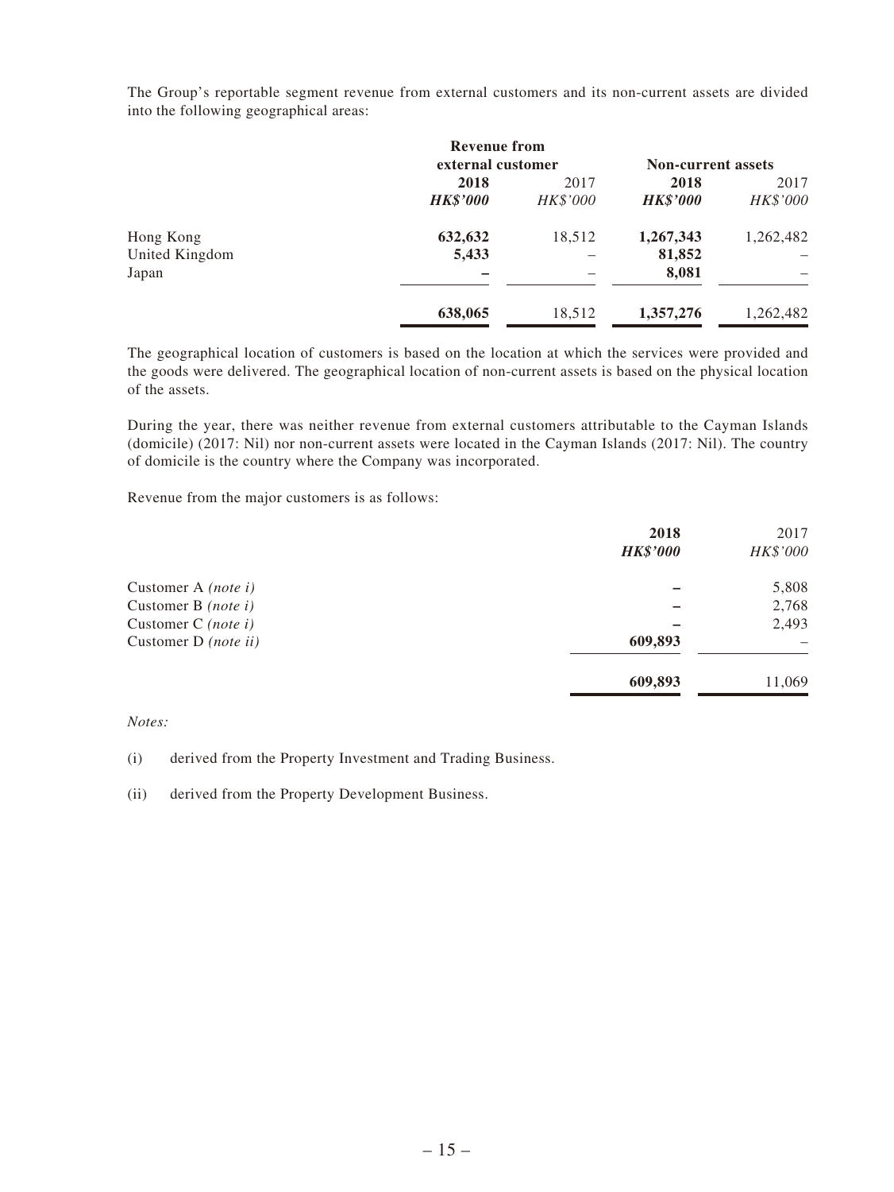The Group's reportable segment revenue from external customers and its non-current assets are divided into the following geographical areas:

| | Revenue from external customer | | Non-current assets | |
|---|---|---|---|---|
| | **2018** | 2017 | **2018** | 2017 |
| | ***HK$'000*** | *HK$'000* | ***HK$'000*** | *HK$'000* |
| Hong Kong | **632,632** | 18,512 | **1,267,343** | 1,262,482 |
| United Kingdom | **5,433** | – | **81,852** | – |
| Japan | **–** | – | **8,081** | – |
| | **638,065** | 18,512 | **1,357,276** | 1,262,482 |

The geographical location of customers is based on the location at which the services were provided and the goods were delivered. The geographical location of non-current assets is based on the physical location of the assets.

During the year, there was neither revenue from external customers attributable to the Cayman Islands (domicile) (2017: Nil) nor non-current assets were located in the Cayman Islands (2017: Nil). The country of domicile is the country where the Company was incorporated.

Revenue from the major customers is as follows:

| | **2018** | 2017 |
|---|---|---|
| | ***HK$'000*** | *HK$'000* |
| Customer A *(note i)* | **–** | 5,808 |
| Customer B *(note i)* | **–** | 2,768 |
| Customer C *(note i)* | **–** | 2,493 |
| Customer D *(note ii)* | **609,893** | – |
| | **609,893** | 11,069 |

*Notes:*

(i) derived from the Property Investment and Trading Business.

(ii) derived from the Property Development Business.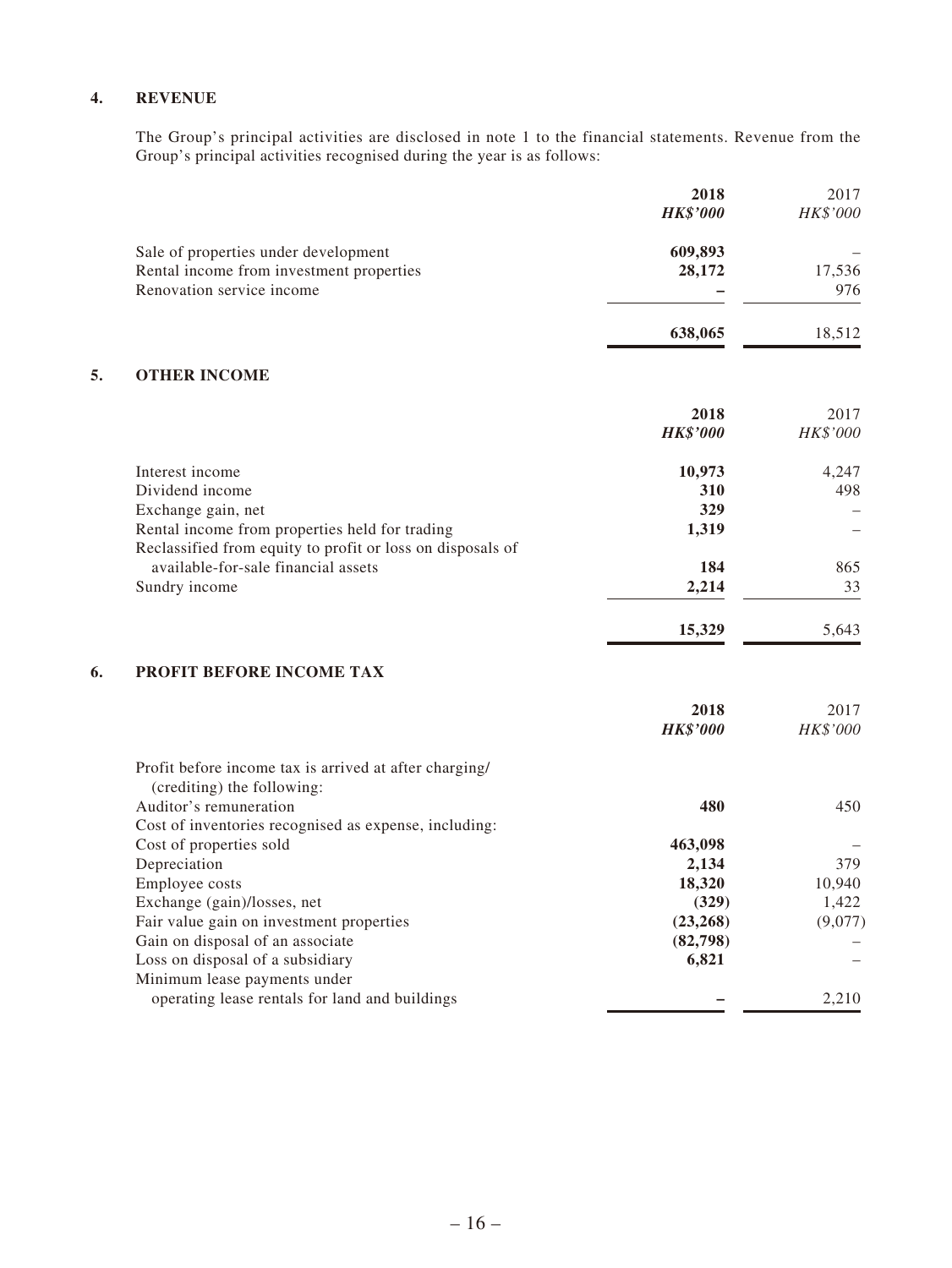## 4. REVENUE

The Group's principal activities are disclosed in note 1 to the financial statements. Revenue from the Group's principal activities recognised during the year is as follows:

| | **2018** | 2017 |
|---|---|---|
| | ***HK$'000*** | *HK$'000* |
| Sale of properties under development | **609,893** | – |
| Rental income from investment properties | **28,172** | 17,536 |
| Renovation service income | **–** | 976 |
| | **638,065** | 18,512 |

## 5. OTHER INCOME

| | **2018** | 2017 |
|---|---|---|
| | ***HK$'000*** | *HK$'000* |
| Interest income | **10,973** | 4,247 |
| Dividend income | **310** | 498 |
| Exchange gain, net | **329** | – |
| Rental income from properties held for trading | **1,319** | – |
| Reclassified from equity to profit or loss on disposals of available-for-sale financial assets | **184** | 865 |
| Sundry income | **2,214** | 33 |
| | **15,329** | 5,643 |

## 6. PROFIT BEFORE INCOME TAX

| | **2018** | 2017 |
|---|---|---|
| | ***HK$'000*** | *HK$'000* |
| Profit before income tax is arrived at after charging/ (crediting) the following: | | |
| Auditor's remuneration | **480** | 450 |
| Cost of inventories recognised as expense, including: | | |
| Cost of properties sold | **463,098** | – |
| Depreciation | **2,134** | 379 |
| Employee costs | **18,320** | 10,940 |
| Exchange (gain)/losses, net | **(329)** | 1,422 |
| Fair value gain on investment properties | **(23,268)** | (9,077) |
| Gain on disposal of an associate | **(82,798)** | – |
| Loss on disposal of a subsidiary | **6,821** | – |
| Minimum lease payments under operating lease rentals for land and buildings | **–** | 2,210 |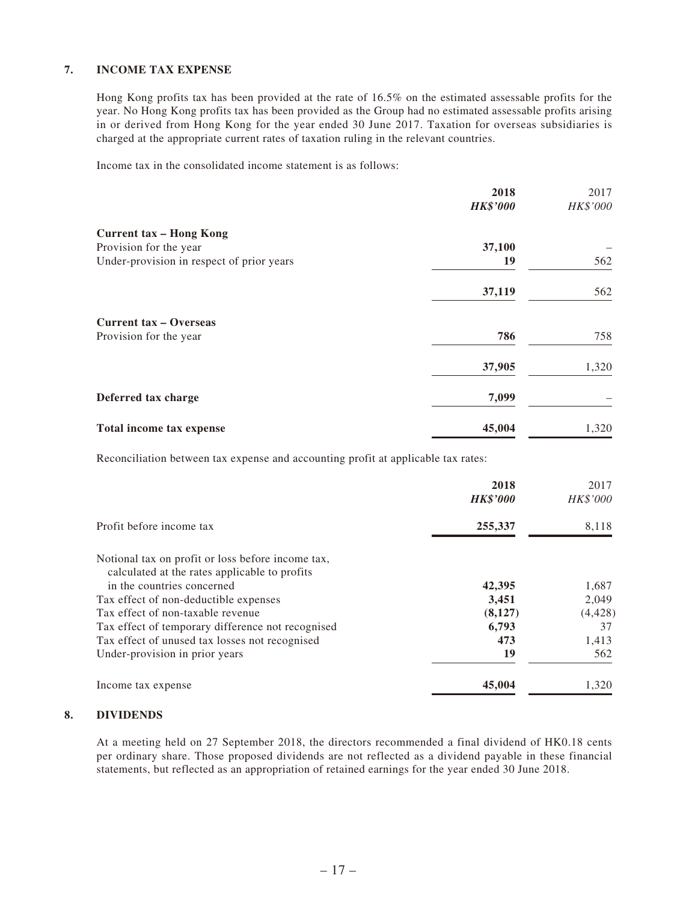## 7. INCOME TAX EXPENSE

Hong Kong profits tax has been provided at the rate of 16.5% on the estimated assessable profits for the year. No Hong Kong profits tax has been provided as the Group had no estimated assessable profits arising in or derived from Hong Kong for the year ended 30 June 2017. Taxation for overseas subsidiaries is charged at the appropriate current rates of taxation ruling in the relevant countries.

Income tax in the consolidated income statement is as follows:

| | **2018** | 2017 |
|---|---|---|
| | ***HK$'000*** | *HK$'000* |
| **Current tax – Hong Kong** | | |
| Provision for the year | **37,100** | – |
| Under-provision in respect of prior years | **19** | 562 |
| | **37,119** | 562 |
| **Current tax – Overseas** | | |
| Provision for the year | **786** | 758 |
| | **37,905** | 1,320 |
| **Deferred tax charge** | **7,099** | – |
| **Total income tax expense** | **45,004** | 1,320 |

Reconciliation between tax expense and accounting profit at applicable tax rates:

| | **2018** | 2017 |
|---|---|---|
| | ***HK$'000*** | *HK$'000* |
| Profit before income tax | **255,337** | 8,118 |
| Notional tax on profit or loss before income tax, calculated at the rates applicable to profits in the countries concerned | **42,395** | 1,687 |
| Tax effect of non-deductible expenses | **3,451** | 2,049 |
| Tax effect of non-taxable revenue | **(8,127)** | (4,428) |
| Tax effect of temporary difference not recognised | **6,793** | 37 |
| Tax effect of unused tax losses not recognised | **473** | 1,413 |
| Under-provision in prior years | **19** | 562 |
| Income tax expense | **45,004** | 1,320 |

## 8. DIVIDENDS

At a meeting held on 27 September 2018, the directors recommended a final dividend of HK0.18 cents per ordinary share. Those proposed dividends are not reflected as a dividend payable in these financial statements, but reflected as an appropriation of retained earnings for the year ended 30 June 2018.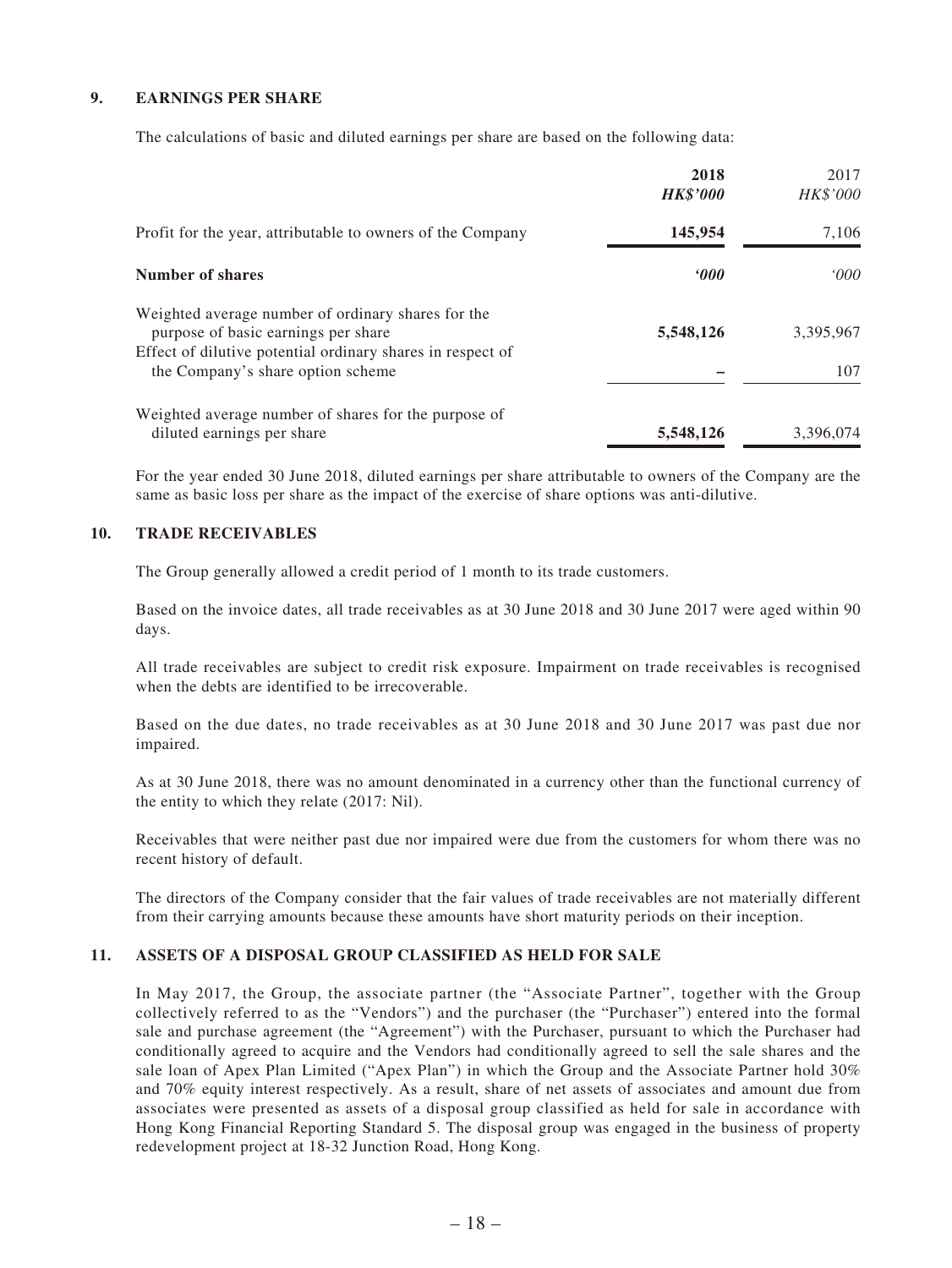## 9. EARNINGS PER SHARE

The calculations of basic and diluted earnings per share are based on the following data:

| | **2018** | 2017 |
|---|---|---|
| | ***HK$'000*** | *HK$'000* |
| Profit for the year, attributable to owners of the Company | **145,954** | 7,106 |
| **Number of shares** | ***'000*** | *'000* |
| Weighted average number of ordinary shares for the purpose of basic earnings per share | **5,548,126** | 3,395,967 |
| Effect of dilutive potential ordinary shares in respect of the Company's share option scheme | **–** | 107 |
| Weighted average number of shares for the purpose of diluted earnings per share | **5,548,126** | 3,396,074 |

For the year ended 30 June 2018, diluted earnings per share attributable to owners of the Company are the same as basic loss per share as the impact of the exercise of share options was anti-dilutive.

## 10. TRADE RECEIVABLES

The Group generally allowed a credit period of 1 month to its trade customers.

Based on the invoice dates, all trade receivables as at 30 June 2018 and 30 June 2017 were aged within 90 days.

All trade receivables are subject to credit risk exposure. Impairment on trade receivables is recognised when the debts are identified to be irrecoverable.

Based on the due dates, no trade receivables as at 30 June 2018 and 30 June 2017 was past due nor impaired.

As at 30 June 2018, there was no amount denominated in a currency other than the functional currency of the entity to which they relate (2017: Nil).

Receivables that were neither past due nor impaired were due from the customers for whom there was no recent history of default.

The directors of the Company consider that the fair values of trade receivables are not materially different from their carrying amounts because these amounts have short maturity periods on their inception.

## 11. ASSETS OF A DISPOSAL GROUP CLASSIFIED AS HELD FOR SALE

In May 2017, the Group, the associate partner (the "Associate Partner", together with the Group collectively referred to as the "Vendors") and the purchaser (the "Purchaser") entered into the formal sale and purchase agreement (the "Agreement") with the Purchaser, pursuant to which the Purchaser had conditionally agreed to acquire and the Vendors had conditionally agreed to sell the sale shares and the sale loan of Apex Plan Limited ("Apex Plan") in which the Group and the Associate Partner hold 30% and 70% equity interest respectively. As a result, share of net assets of associates and amount due from associates were presented as assets of a disposal group classified as held for sale in accordance with Hong Kong Financial Reporting Standard 5. The disposal group was engaged in the business of property redevelopment project at 18-32 Junction Road, Hong Kong.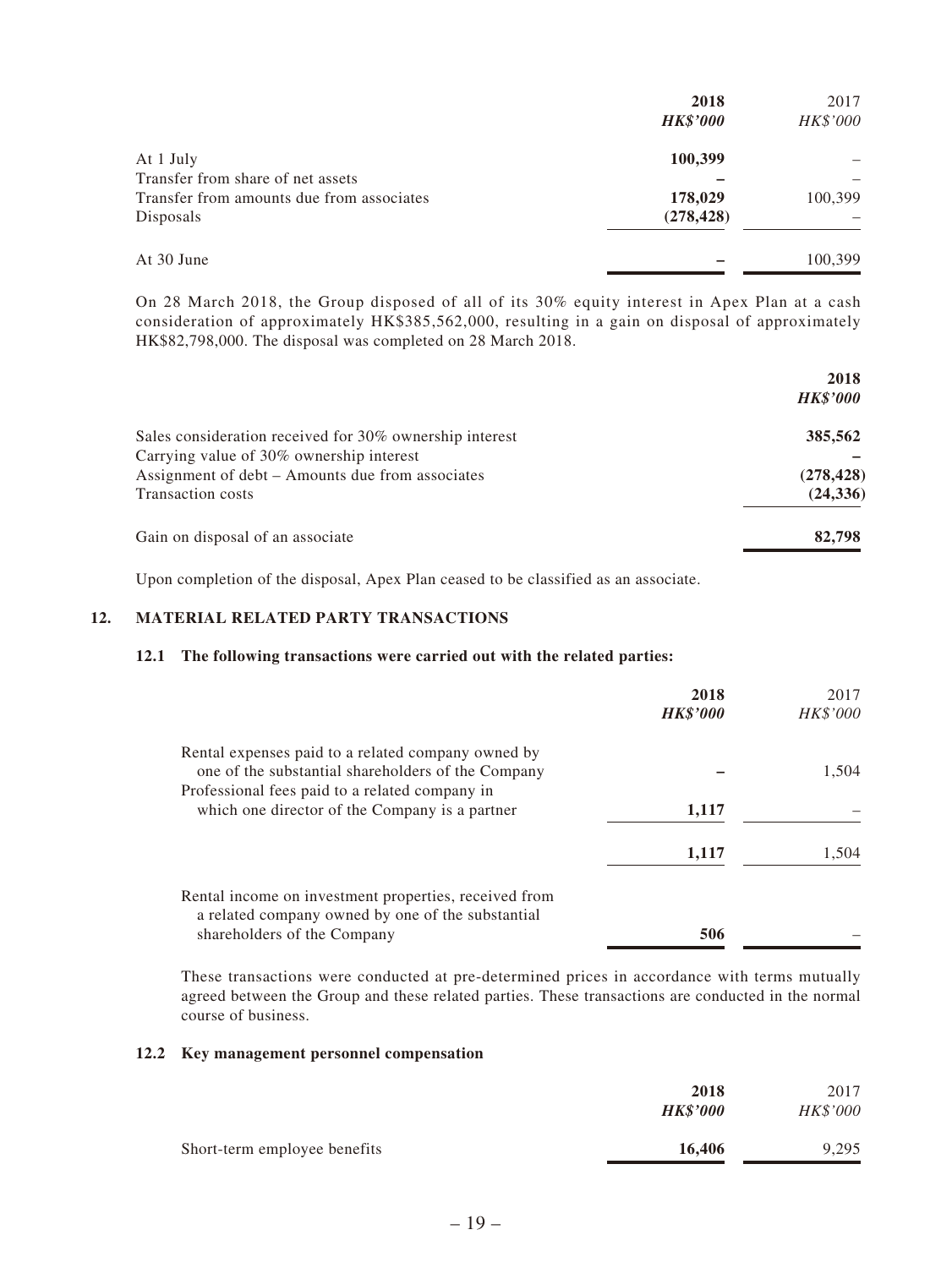| | 2018<br>*HK$'000* | 2017<br>*HK$'000* |
|---|---|---|
| At 1 July | **100,399** | – |
| Transfer from share of net assets | **–** | – |
| Transfer from amounts due from associates | **178,029** | 100,399 |
| Disposals | **(278,428)** | – |
| At 30 June | **–** | 100,399 |

On 28 March 2018, the Group disposed of all of its 30% equity interest in Apex Plan at a cash consideration of approximately HK$385,562,000, resulting in a gain on disposal of approximately HK$82,798,000. The disposal was completed on 28 March 2018.

| | 2018<br>*HK$'000* |
|---|---|
| Sales consideration received for 30% ownership interest | **385,562** |
| Carrying value of 30% ownership interest | **–** |
| Assignment of debt – Amounts due from associates | **(278,428)** |
| Transaction costs | **(24,336)** |
| Gain on disposal of an associate | **82,798** |

Upon completion of the disposal, Apex Plan ceased to be classified as an associate.

## 12. MATERIAL RELATED PARTY TRANSACTIONS

### 12.1 The following transactions were carried out with the related parties:

| | 2018<br>*HK$'000* | 2017<br>*HK$'000* |
|---|---|---|
| Rental expenses paid to a related company owned by one of the substantial shareholders of the Company | **–** | 1,504 |
| Professional fees paid to a related company in which one director of the Company is a partner | **1,117** | – |
| | **1,117** | 1,504 |
| Rental income on investment properties, received from a related company owned by one of the substantial shareholders of the Company | **506** | – |

These transactions were conducted at pre-determined prices in accordance with terms mutually agreed between the Group and these related parties. These transactions are conducted in the normal course of business.

### 12.2 Key management personnel compensation

| | 2018<br>*HK$'000* | 2017<br>*HK$'000* |
|---|---|---|
| Short-term employee benefits | **16,406** | 9,295 |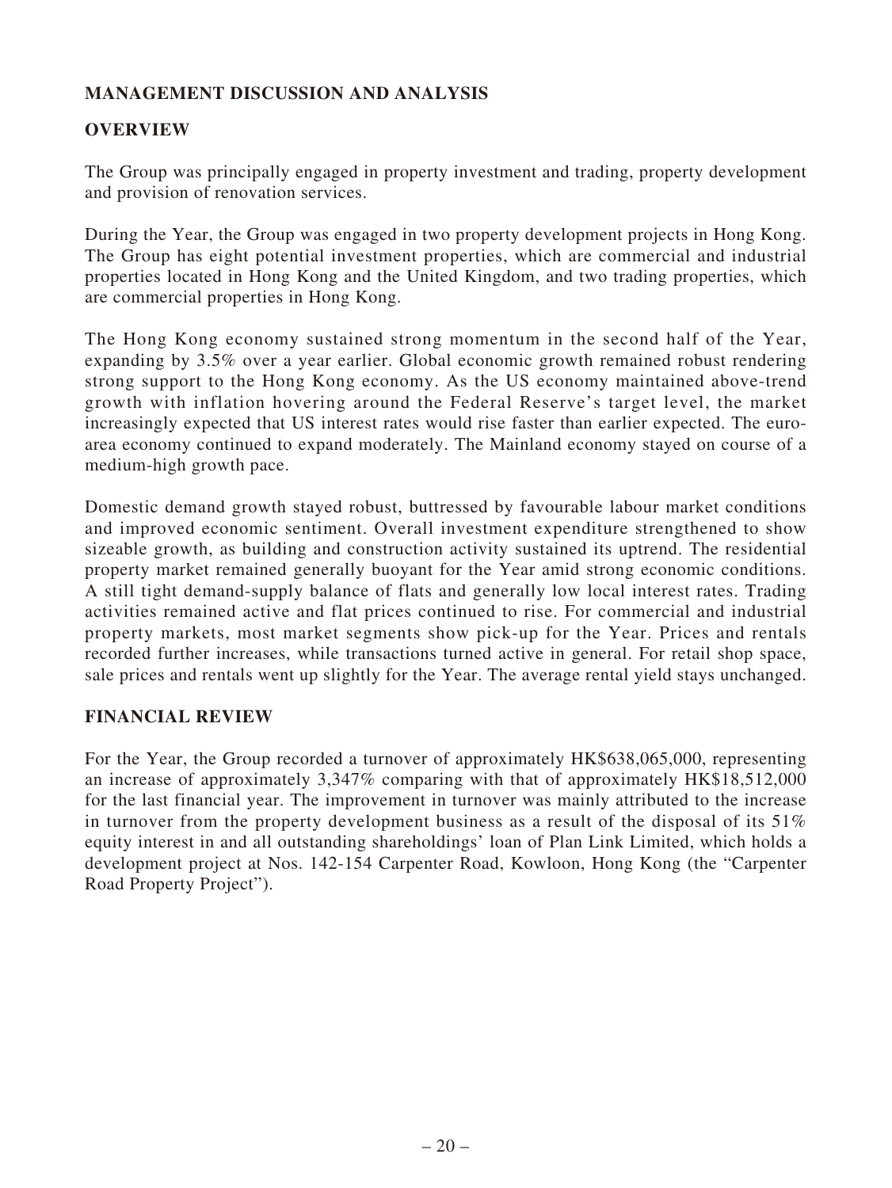## MANAGEMENT DISCUSSION AND ANALYSIS

### OVERVIEW

The Group was principally engaged in property investment and trading, property development and provision of renovation services.

During the Year, the Group was engaged in two property development projects in Hong Kong. The Group has eight potential investment properties, which are commercial and industrial properties located in Hong Kong and the United Kingdom, and two trading properties, which are commercial properties in Hong Kong.

The Hong Kong economy sustained strong momentum in the second half of the Year, expanding by 3.5% over a year earlier. Global economic growth remained robust rendering strong support to the Hong Kong economy. As the US economy maintained above-trend growth with inflation hovering around the Federal Reserve's target level, the market increasingly expected that US interest rates would rise faster than earlier expected. The euro-area economy continued to expand moderately. The Mainland economy stayed on course of a medium-high growth pace.

Domestic demand growth stayed robust, buttressed by favourable labour market conditions and improved economic sentiment. Overall investment expenditure strengthened to show sizeable growth, as building and construction activity sustained its uptrend. The residential property market remained generally buoyant for the Year amid strong economic conditions. A still tight demand-supply balance of flats and generally low local interest rates. Trading activities remained active and flat prices continued to rise. For commercial and industrial property markets, most market segments show pick-up for the Year. Prices and rentals recorded further increases, while transactions turned active in general. For retail shop space, sale prices and rentals went up slightly for the Year. The average rental yield stays unchanged.

### FINANCIAL REVIEW

For the Year, the Group recorded a turnover of approximately HK$638,065,000, representing an increase of approximately 3,347% comparing with that of approximately HK$18,512,000 for the last financial year. The improvement in turnover was mainly attributed to the increase in turnover from the property development business as a result of the disposal of its 51% equity interest in and all outstanding shareholdings' loan of Plan Link Limited, which holds a development project at Nos. 142-154 Carpenter Road, Kowloon, Hong Kong (the "Carpenter Road Property Project").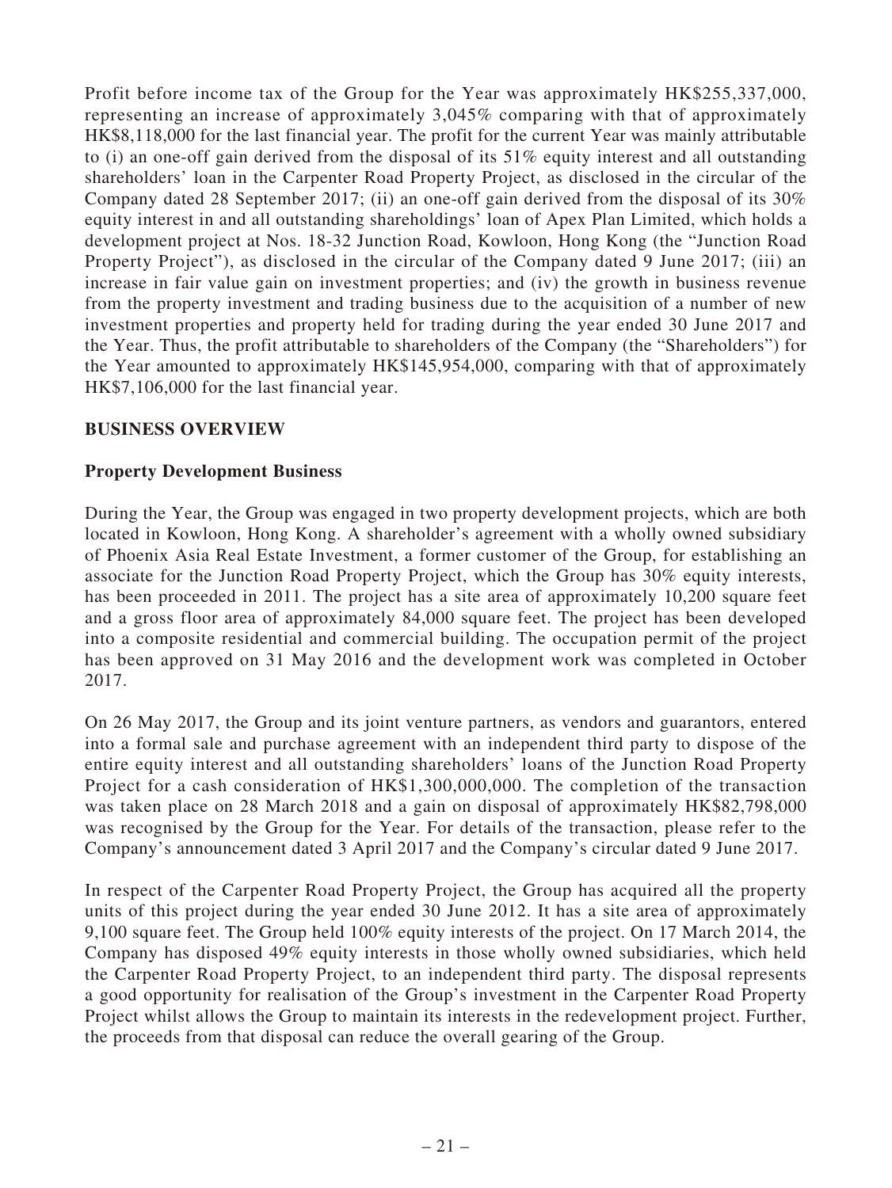Profit before income tax of the Group for the Year was approximately HK$255,337,000, representing an increase of approximately 3,045% comparing with that of approximately HK$8,118,000 for the last financial year. The profit for the current Year was mainly attributable to (i) an one-off gain derived from the disposal of its 51% equity interest and all outstanding shareholders' loan in the Carpenter Road Property Project, as disclosed in the circular of the Company dated 28 September 2017; (ii) an one-off gain derived from the disposal of its 30% equity interest in and all outstanding shareholdings' loan of Apex Plan Limited, which holds a development project at Nos. 18-32 Junction Road, Kowloon, Hong Kong (the "Junction Road Property Project"), as disclosed in the circular of the Company dated 9 June 2017; (iii) an increase in fair value gain on investment properties; and (iv) the growth in business revenue from the property investment and trading business due to the acquisition of a number of new investment properties and property held for trading during the year ended 30 June 2017 and the Year. Thus, the profit attributable to shareholders of the Company (the "Shareholders") for the Year amounted to approximately HK$145,954,000, comparing with that of approximately HK$7,106,000 for the last financial year.

## BUSINESS OVERVIEW

### Property Development Business

During the Year, the Group was engaged in two property development projects, which are both located in Kowloon, Hong Kong. A shareholder's agreement with a wholly owned subsidiary of Phoenix Asia Real Estate Investment, a former customer of the Group, for establishing an associate for the Junction Road Property Project, which the Group has 30% equity interests, has been proceeded in 2011. The project has a site area of approximately 10,200 square feet and a gross floor area of approximately 84,000 square feet. The project has been developed into a composite residential and commercial building. The occupation permit of the project has been approved on 31 May 2016 and the development work was completed in October 2017.

On 26 May 2017, the Group and its joint venture partners, as vendors and guarantors, entered into a formal sale and purchase agreement with an independent third party to dispose of the entire equity interest and all outstanding shareholders' loans of the Junction Road Property Project for a cash consideration of HK$1,300,000,000. The completion of the transaction was taken place on 28 March 2018 and a gain on disposal of approximately HK$82,798,000 was recognised by the Group for the Year. For details of the transaction, please refer to the Company's announcement dated 3 April 2017 and the Company's circular dated 9 June 2017.

In respect of the Carpenter Road Property Project, the Group has acquired all the property units of this project during the year ended 30 June 2012. It has a site area of approximately 9,100 square feet. The Group held 100% equity interests of the project. On 17 March 2014, the Company has disposed 49% equity interests in those wholly owned subsidiaries, which held the Carpenter Road Property Project, to an independent third party. The disposal represents a good opportunity for realisation of the Group's investment in the Carpenter Road Property Project whilst allows the Group to maintain its interests in the redevelopment project. Further, the proceeds from that disposal can reduce the overall gearing of the Group.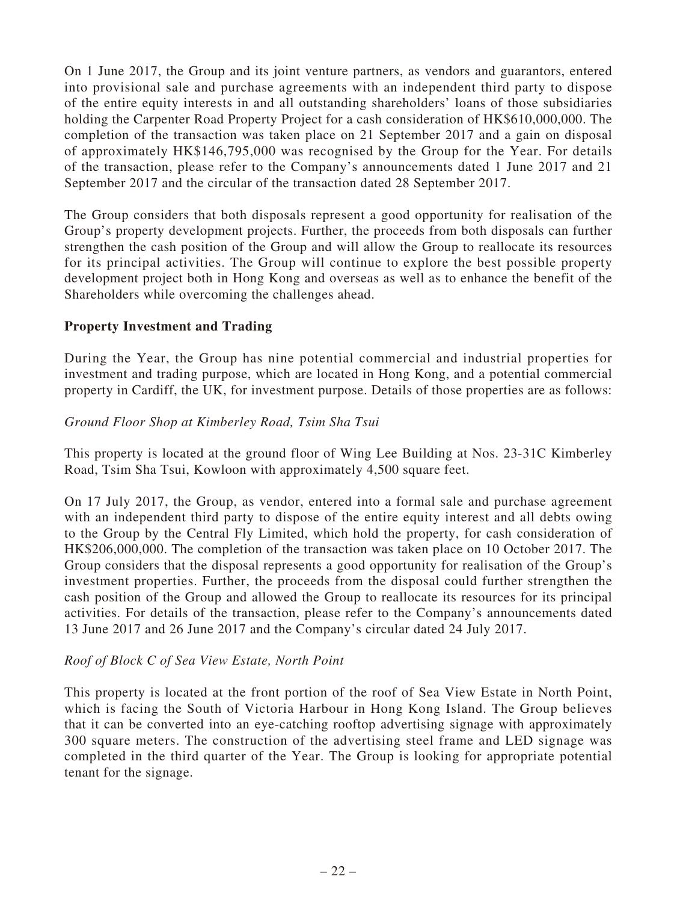On 1 June 2017, the Group and its joint venture partners, as vendors and guarantors, entered into provisional sale and purchase agreements with an independent third party to dispose of the entire equity interests in and all outstanding shareholders' loans of those subsidiaries holding the Carpenter Road Property Project for a cash consideration of HK$610,000,000. The completion of the transaction was taken place on 21 September 2017 and a gain on disposal of approximately HK$146,795,000 was recognised by the Group for the Year. For details of the transaction, please refer to the Company's announcements dated 1 June 2017 and 21 September 2017 and the circular of the transaction dated 28 September 2017.

The Group considers that both disposals represent a good opportunity for realisation of the Group's property development projects. Further, the proceeds from both disposals can further strengthen the cash position of the Group and will allow the Group to reallocate its resources for its principal activities. The Group will continue to explore the best possible property development project both in Hong Kong and overseas as well as to enhance the benefit of the Shareholders while overcoming the challenges ahead.

**Property Investment and Trading**

During the Year, the Group has nine potential commercial and industrial properties for investment and trading purpose, which are located in Hong Kong, and a potential commercial property in Cardiff, the UK, for investment purpose. Details of those properties are as follows:

*Ground Floor Shop at Kimberley Road, Tsim Sha Tsui*

This property is located at the ground floor of Wing Lee Building at Nos. 23-31C Kimberley Road, Tsim Sha Tsui, Kowloon with approximately 4,500 square feet.

On 17 July 2017, the Group, as vendor, entered into a formal sale and purchase agreement with an independent third party to dispose of the entire equity interest and all debts owing to the Group by the Central Fly Limited, which hold the property, for cash consideration of HK$206,000,000. The completion of the transaction was taken place on 10 October 2017. The Group considers that the disposal represents a good opportunity for realisation of the Group's investment properties. Further, the proceeds from the disposal could further strengthen the cash position of the Group and allowed the Group to reallocate its resources for its principal activities. For details of the transaction, please refer to the Company's announcements dated 13 June 2017 and 26 June 2017 and the Company's circular dated 24 July 2017.

*Roof of Block C of Sea View Estate, North Point*

This property is located at the front portion of the roof of Sea View Estate in North Point, which is facing the South of Victoria Harbour in Hong Kong Island. The Group believes that it can be converted into an eye-catching rooftop advertising signage with approximately 300 square meters. The construction of the advertising steel frame and LED signage was completed in the third quarter of the Year. The Group is looking for appropriate potential tenant for the signage.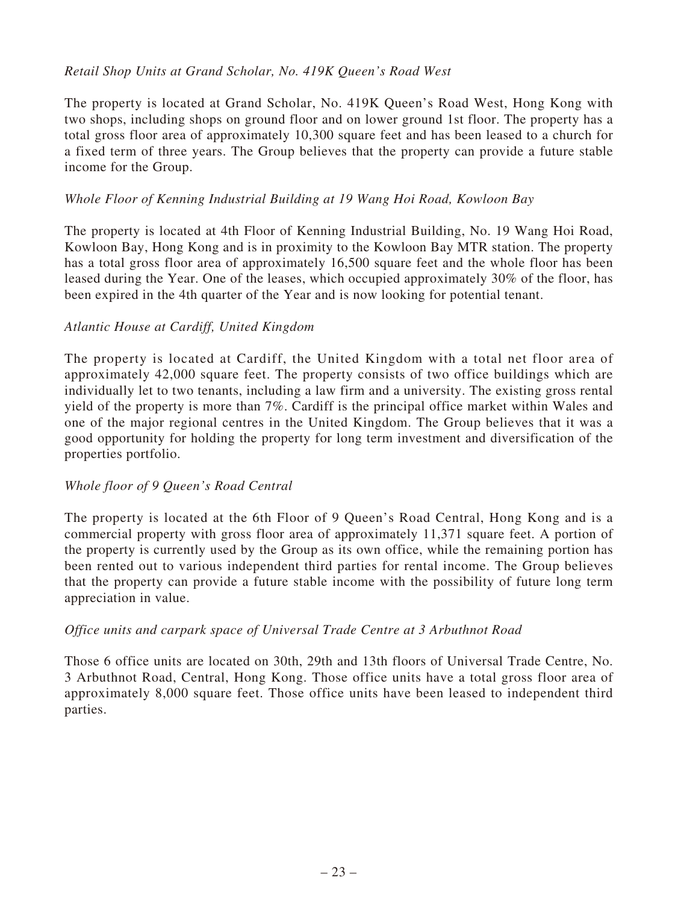*Retail Shop Units at Grand Scholar, No. 419K Queen's Road West*

The property is located at Grand Scholar, No. 419K Queen's Road West, Hong Kong with two shops, including shops on ground floor and on lower ground 1st floor. The property has a total gross floor area of approximately 10,300 square feet and has been leased to a church for a fixed term of three years. The Group believes that the property can provide a future stable income for the Group.

*Whole Floor of Kenning Industrial Building at 19 Wang Hoi Road, Kowloon Bay*

The property is located at 4th Floor of Kenning Industrial Building, No. 19 Wang Hoi Road, Kowloon Bay, Hong Kong and is in proximity to the Kowloon Bay MTR station. The property has a total gross floor area of approximately 16,500 square feet and the whole floor has been leased during the Year. One of the leases, which occupied approximately 30% of the floor, has been expired in the 4th quarter of the Year and is now looking for potential tenant.

*Atlantic House at Cardiff, United Kingdom*

The property is located at Cardiff, the United Kingdom with a total net floor area of approximately 42,000 square feet. The property consists of two office buildings which are individually let to two tenants, including a law firm and a university. The existing gross rental yield of the property is more than 7%. Cardiff is the principal office market within Wales and one of the major regional centres in the United Kingdom. The Group believes that it was a good opportunity for holding the property for long term investment and diversification of the properties portfolio.

*Whole floor of 9 Queen's Road Central*

The property is located at the 6th Floor of 9 Queen's Road Central, Hong Kong and is a commercial property with gross floor area of approximately 11,371 square feet. A portion of the property is currently used by the Group as its own office, while the remaining portion has been rented out to various independent third parties for rental income. The Group believes that the property can provide a future stable income with the possibility of future long term appreciation in value.

*Office units and carpark space of Universal Trade Centre at 3 Arbuthnot Road*

Those 6 office units are located on 30th, 29th and 13th floors of Universal Trade Centre, No. 3 Arbuthnot Road, Central, Hong Kong. Those office units have a total gross floor area of approximately 8,000 square feet. Those office units have been leased to independent third parties.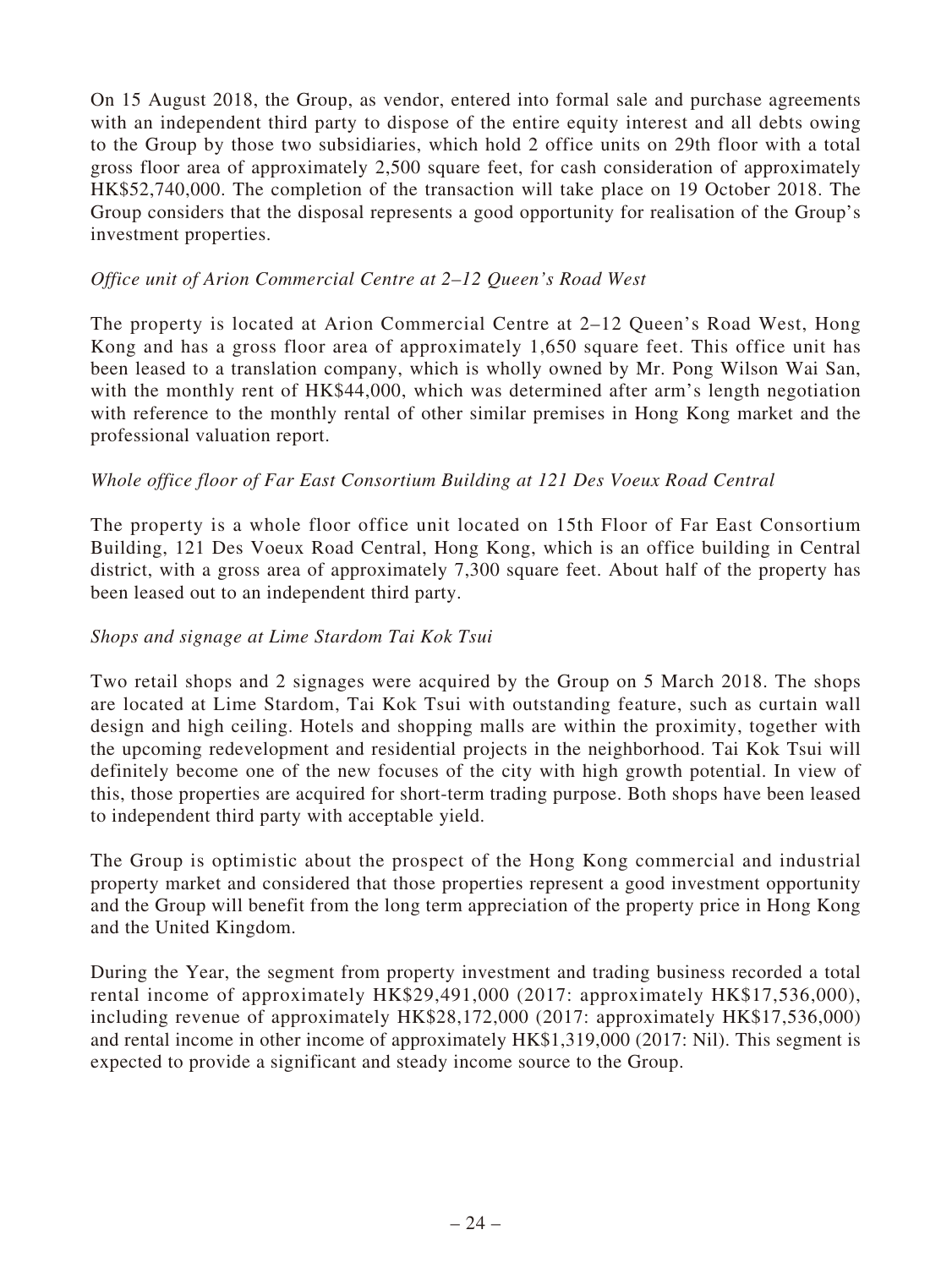On 15 August 2018, the Group, as vendor, entered into formal sale and purchase agreements with an independent third party to dispose of the entire equity interest and all debts owing to the Group by those two subsidiaries, which hold 2 office units on 29th floor with a total gross floor area of approximately 2,500 square feet, for cash consideration of approximately HK$52,740,000. The completion of the transaction will take place on 19 October 2018. The Group considers that the disposal represents a good opportunity for realisation of the Group's investment properties.

*Office unit of Arion Commercial Centre at 2–12 Queen's Road West*

The property is located at Arion Commercial Centre at 2–12 Queen's Road West, Hong Kong and has a gross floor area of approximately 1,650 square feet. This office unit has been leased to a translation company, which is wholly owned by Mr. Pong Wilson Wai San, with the monthly rent of HK$44,000, which was determined after arm's length negotiation with reference to the monthly rental of other similar premises in Hong Kong market and the professional valuation report.

*Whole office floor of Far East Consortium Building at 121 Des Voeux Road Central*

The property is a whole floor office unit located on 15th Floor of Far East Consortium Building, 121 Des Voeux Road Central, Hong Kong, which is an office building in Central district, with a gross area of approximately 7,300 square feet. About half of the property has been leased out to an independent third party.

*Shops and signage at Lime Stardom Tai Kok Tsui*

Two retail shops and 2 signages were acquired by the Group on 5 March 2018. The shops are located at Lime Stardom, Tai Kok Tsui with outstanding feature, such as curtain wall design and high ceiling. Hotels and shopping malls are within the proximity, together with the upcoming redevelopment and residential projects in the neighborhood. Tai Kok Tsui will definitely become one of the new focuses of the city with high growth potential. In view of this, those properties are acquired for short-term trading purpose. Both shops have been leased to independent third party with acceptable yield.

The Group is optimistic about the prospect of the Hong Kong commercial and industrial property market and considered that those properties represent a good investment opportunity and the Group will benefit from the long term appreciation of the property price in Hong Kong and the United Kingdom.

During the Year, the segment from property investment and trading business recorded a total rental income of approximately HK$29,491,000 (2017: approximately HK$17,536,000), including revenue of approximately HK$28,172,000 (2017: approximately HK$17,536,000) and rental income in other income of approximately HK$1,319,000 (2017: Nil). This segment is expected to provide a significant and steady income source to the Group.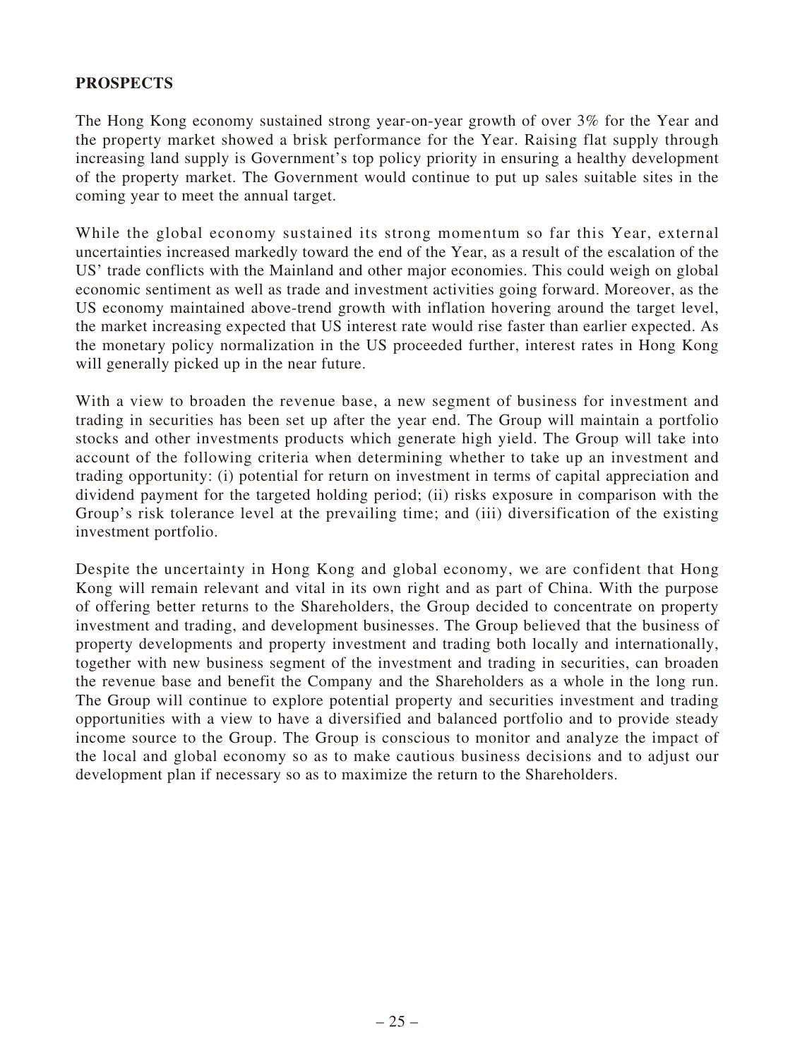## PROSPECTS

The Hong Kong economy sustained strong year-on-year growth of over 3% for the Year and the property market showed a brisk performance for the Year. Raising flat supply through increasing land supply is Government's top policy priority in ensuring a healthy development of the property market. The Government would continue to put up sales suitable sites in the coming year to meet the annual target.

While the global economy sustained its strong momentum so far this Year, external uncertainties increased markedly toward the end of the Year, as a result of the escalation of the US' trade conflicts with the Mainland and other major economies. This could weigh on global economic sentiment as well as trade and investment activities going forward. Moreover, as the US economy maintained above-trend growth with inflation hovering around the target level, the market increasing expected that US interest rate would rise faster than earlier expected. As the monetary policy normalization in the US proceeded further, interest rates in Hong Kong will generally picked up in the near future.

With a view to broaden the revenue base, a new segment of business for investment and trading in securities has been set up after the year end. The Group will maintain a portfolio stocks and other investments products which generate high yield. The Group will take into account of the following criteria when determining whether to take up an investment and trading opportunity: (i) potential for return on investment in terms of capital appreciation and dividend payment for the targeted holding period; (ii) risks exposure in comparison with the Group's risk tolerance level at the prevailing time; and (iii) diversification of the existing investment portfolio.

Despite the uncertainty in Hong Kong and global economy, we are confident that Hong Kong will remain relevant and vital in its own right and as part of China. With the purpose of offering better returns to the Shareholders, the Group decided to concentrate on property investment and trading, and development businesses. The Group believed that the business of property developments and property investment and trading both locally and internationally, together with new business segment of the investment and trading in securities, can broaden the revenue base and benefit the Company and the Shareholders as a whole in the long run. The Group will continue to explore potential property and securities investment and trading opportunities with a view to have a diversified and balanced portfolio and to provide steady income source to the Group. The Group is conscious to monitor and analyze the impact of the local and global economy so as to make cautious business decisions and to adjust our development plan if necessary so as to maximize the return to the Shareholders.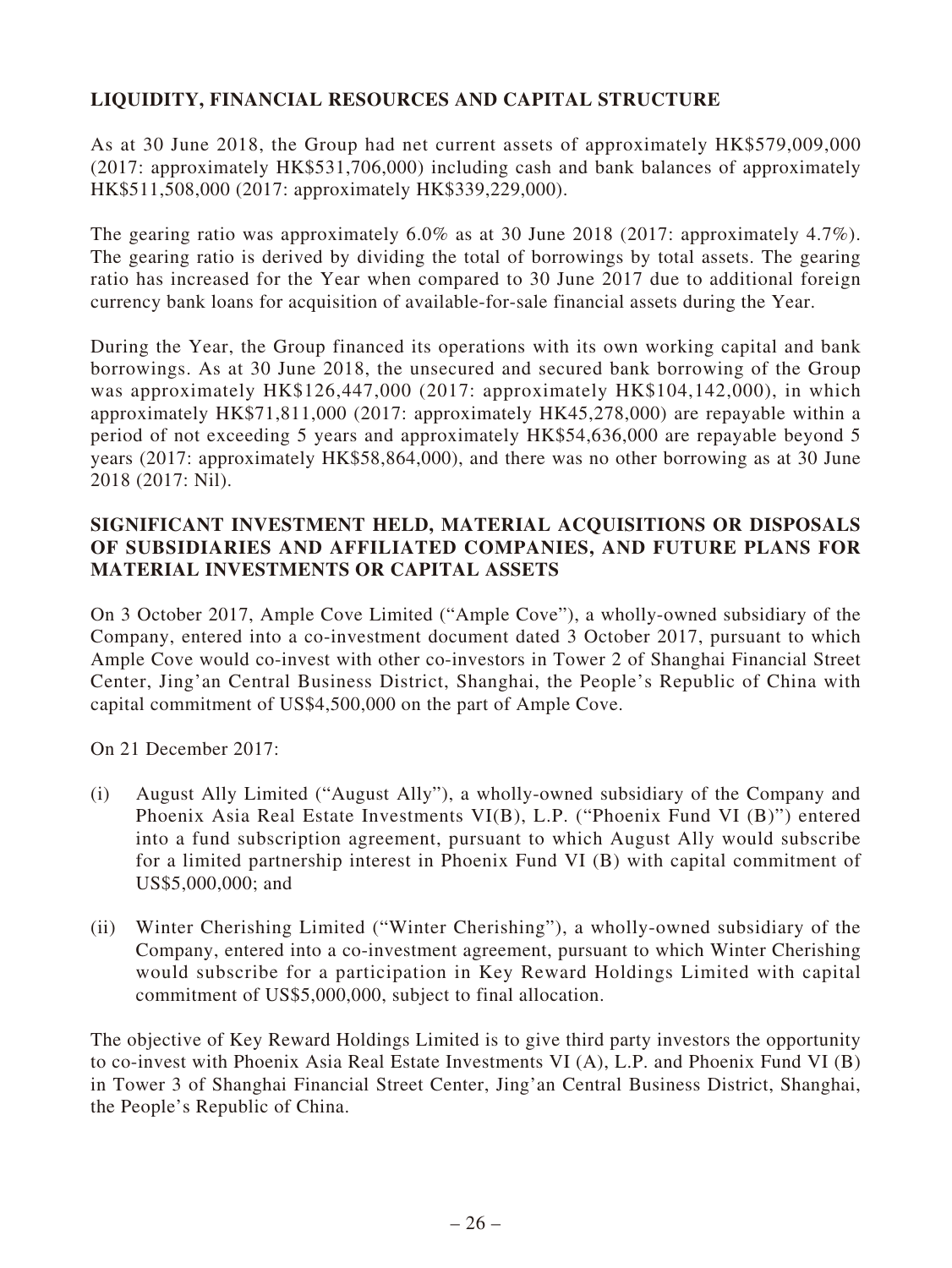## LIQUIDITY, FINANCIAL RESOURCES AND CAPITAL STRUCTURE

As at 30 June 2018, the Group had net current assets of approximately HK$579,009,000 (2017: approximately HK$531,706,000) including cash and bank balances of approximately HK$511,508,000 (2017: approximately HK$339,229,000).

The gearing ratio was approximately 6.0% as at 30 June 2018 (2017: approximately 4.7%). The gearing ratio is derived by dividing the total of borrowings by total assets. The gearing ratio has increased for the Year when compared to 30 June 2017 due to additional foreign currency bank loans for acquisition of available-for-sale financial assets during the Year.

During the Year, the Group financed its operations with its own working capital and bank borrowings. As at 30 June 2018, the unsecured and secured bank borrowing of the Group was approximately HK$126,447,000 (2017: approximately HK$104,142,000), in which approximately HK$71,811,000 (2017: approximately HK45,278,000) are repayable within a period of not exceeding 5 years and approximately HK$54,636,000 are repayable beyond 5 years (2017: approximately HK$58,864,000), and there was no other borrowing as at 30 June 2018 (2017: Nil).

## SIGNIFICANT INVESTMENT HELD, MATERIAL ACQUISITIONS OR DISPOSALS OF SUBSIDIARIES AND AFFILIATED COMPANIES, AND FUTURE PLANS FOR MATERIAL INVESTMENTS OR CAPITAL ASSETS

On 3 October 2017, Ample Cove Limited ("Ample Cove"), a wholly-owned subsidiary of the Company, entered into a co-investment document dated 3 October 2017, pursuant to which Ample Cove would co-invest with other co-investors in Tower 2 of Shanghai Financial Street Center, Jing'an Central Business District, Shanghai, the People's Republic of China with capital commitment of US$4,500,000 on the part of Ample Cove.

On 21 December 2017:

(i) August Ally Limited ("August Ally"), a wholly-owned subsidiary of the Company and Phoenix Asia Real Estate Investments VI(B), L.P. ("Phoenix Fund VI (B)") entered into a fund subscription agreement, pursuant to which August Ally would subscribe for a limited partnership interest in Phoenix Fund VI (B) with capital commitment of US$5,000,000; and

(ii) Winter Cherishing Limited ("Winter Cherishing"), a wholly-owned subsidiary of the Company, entered into a co-investment agreement, pursuant to which Winter Cherishing would subscribe for a participation in Key Reward Holdings Limited with capital commitment of US$5,000,000, subject to final allocation.

The objective of Key Reward Holdings Limited is to give third party investors the opportunity to co-invest with Phoenix Asia Real Estate Investments VI (A), L.P. and Phoenix Fund VI (B) in Tower 3 of Shanghai Financial Street Center, Jing'an Central Business District, Shanghai, the People's Republic of China.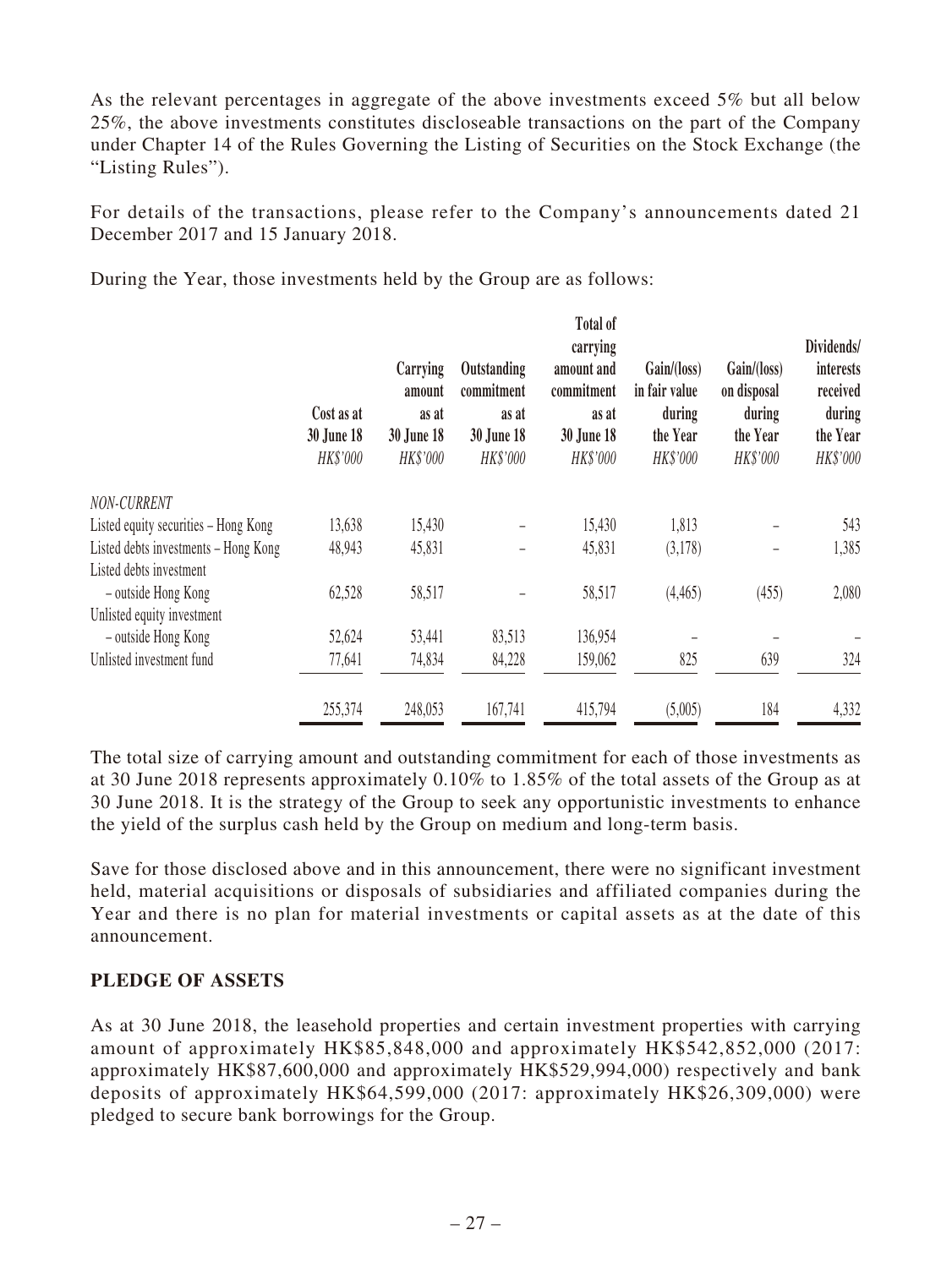As the relevant percentages in aggregate of the above investments exceed 5% but all below 25%, the above investments constitutes discloseable transactions on the part of the Company under Chapter 14 of the Rules Governing the Listing of Securities on the Stock Exchange (the "Listing Rules").

For details of the transactions, please refer to the Company's announcements dated 21 December 2017 and 15 January 2018.

During the Year, those investments held by the Group are as follows:

| | Cost as at 30 June 18 *HK$'000* | Carrying amount as at 30 June 18 *HK$'000* | Outstanding commitment as at 30 June 18 *HK$'000* | Total of carrying amount and commitment as at 30 June 18 *HK$'000* | Gain/(loss) in fair value during the Year *HK$'000* | Gain/(loss) on disposal during the Year *HK$'000* | Dividends/ interests received during the Year *HK$'000* |
|---|---|---|---|---|---|---|---|
| *NON-CURRENT* | | | | | | | |
| Listed equity securities – Hong Kong | 13,638 | 15,430 | – | 15,430 | 1,813 | – | 543 |
| Listed debts investments – Hong Kong | 48,943 | 45,831 | – | 45,831 | (3,178) | – | 1,385 |
| Listed debts investment – outside Hong Kong | 62,528 | 58,517 | – | 58,517 | (4,465) | (455) | 2,080 |
| Unlisted equity investment – outside Hong Kong | 52,624 | 53,441 | 83,513 | 136,954 | – | – | – |
| Unlisted investment fund | 77,641 | 74,834 | 84,228 | 159,062 | 825 | 639 | 324 |
| | 255,374 | 248,053 | 167,741 | 415,794 | (5,005) | 184 | 4,332 |

The total size of carrying amount and outstanding commitment for each of those investments as at 30 June 2018 represents approximately 0.10% to 1.85% of the total assets of the Group as at 30 June 2018. It is the strategy of the Group to seek any opportunistic investments to enhance the yield of the surplus cash held by the Group on medium and long-term basis.

Save for those disclosed above and in this announcement, there were no significant investment held, material acquisitions or disposals of subsidiaries and affiliated companies during the Year and there is no plan for material investments or capital assets as at the date of this announcement.

**PLEDGE OF ASSETS**

As at 30 June 2018, the leasehold properties and certain investment properties with carrying amount of approximately HK$85,848,000 and approximately HK$542,852,000 (2017: approximately HK$87,600,000 and approximately HK$529,994,000) respectively and bank deposits of approximately HK$64,599,000 (2017: approximately HK$26,309,000) were pledged to secure bank borrowings for the Group.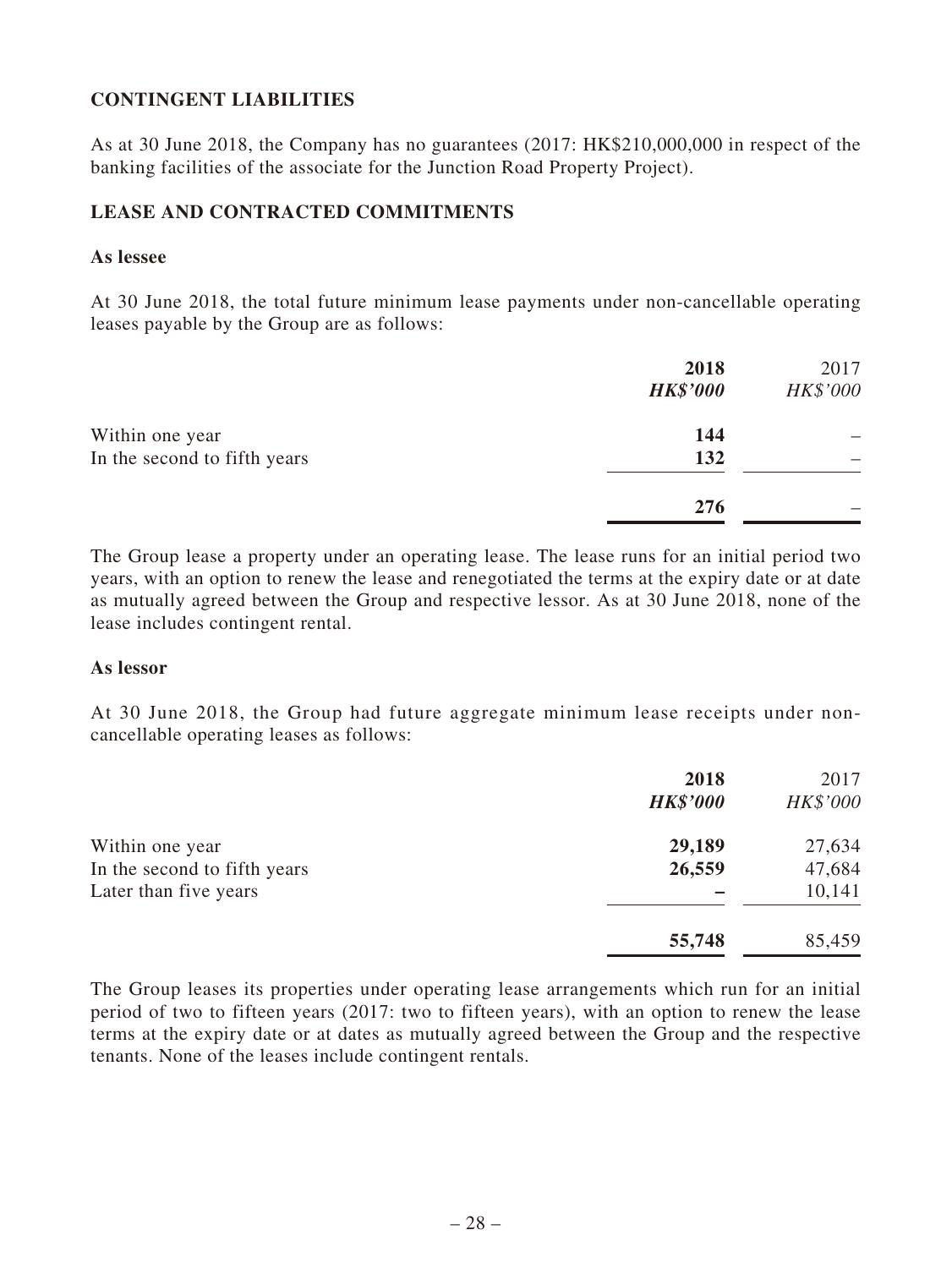## CONTINGENT LIABILITIES

As at 30 June 2018, the Company has no guarantees (2017: HK$210,000,000 in respect of the banking facilities of the associate for the Junction Road Property Project).

## LEASE AND CONTRACTED COMMITMENTS

### As lessee

At 30 June 2018, the total future minimum lease payments under non-cancellable operating leases payable by the Group are as follows:

| | **2018** | 2017 |
|---|---|---|
| | ***HK$'000*** | *HK$'000* |
| Within one year | **144** | – |
| In the second to fifth years | **132** | – |
| | **276** | – |

The Group lease a property under an operating lease. The lease runs for an initial period two years, with an option to renew the lease and renegotiated the terms at the expiry date or at date as mutually agreed between the Group and respective lessor. As at 30 June 2018, none of the lease includes contingent rental.

### As lessor

At 30 June 2018, the Group had future aggregate minimum lease receipts under non-cancellable operating leases as follows:

| | **2018** | 2017 |
|---|---|---|
| | ***HK$'000*** | *HK$'000* |
| Within one year | **29,189** | 27,634 |
| In the second to fifth years | **26,559** | 47,684 |
| Later than five years | **–** | 10,141 |
| | **55,748** | 85,459 |

The Group leases its properties under operating lease arrangements which run for an initial period of two to fifteen years (2017: two to fifteen years), with an option to renew the lease terms at the expiry date or at dates as mutually agreed between the Group and the respective tenants. None of the leases include contingent rentals.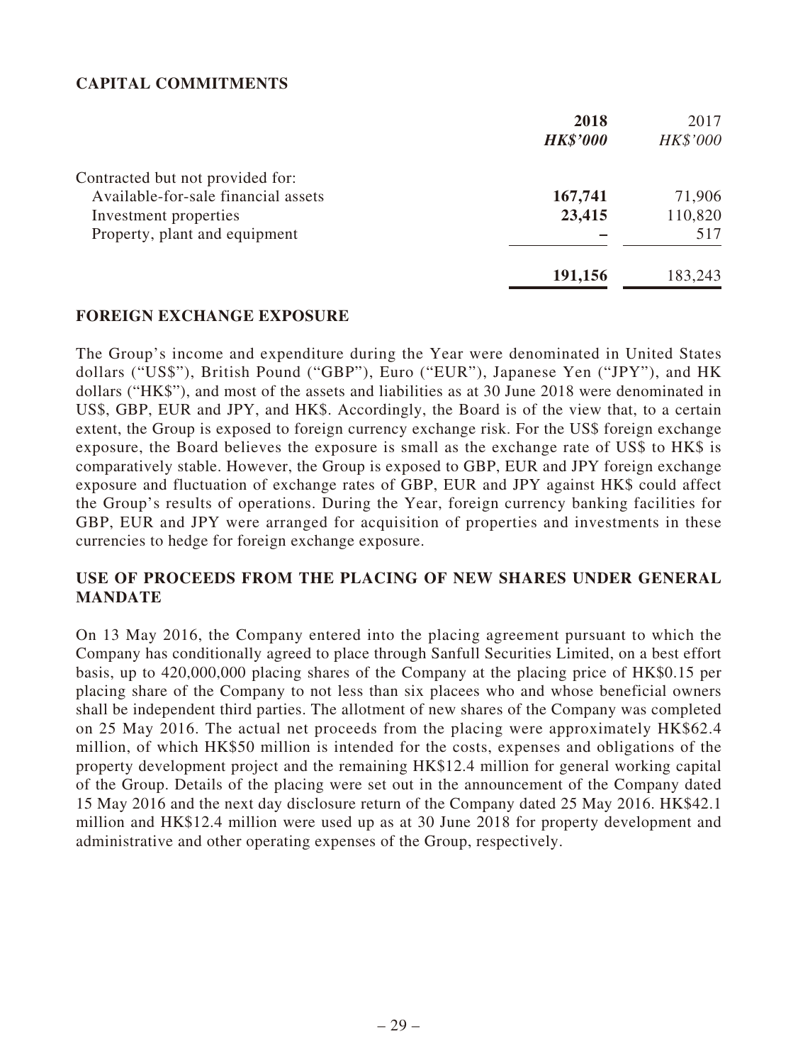## CAPITAL COMMITMENTS

| | **2018** | 2017 |
|---|---|---|
| | ***HK\$'000*** | *HK\$'000* |
| Contracted but not provided for: | | |
| Available-for-sale financial assets | **167,741** | 71,906 |
| Investment properties | **23,415** | 110,820 |
| Property, plant and equipment | **–** | 517 |
| | **191,156** | 183,243 |

## FOREIGN EXCHANGE EXPOSURE

The Group's income and expenditure during the Year were denominated in United States dollars ("US\$"), British Pound ("GBP"), Euro ("EUR"), Japanese Yen ("JPY"), and HK dollars ("HK\$"), and most of the assets and liabilities as at 30 June 2018 were denominated in US\$, GBP, EUR and JPY, and HK\$. Accordingly, the Board is of the view that, to a certain extent, the Group is exposed to foreign currency exchange risk. For the US\$ foreign exchange exposure, the Board believes the exposure is small as the exchange rate of US\$ to HK\$ is comparatively stable. However, the Group is exposed to GBP, EUR and JPY foreign exchange exposure and fluctuation of exchange rates of GBP, EUR and JPY against HK\$ could affect the Group's results of operations. During the Year, foreign currency banking facilities for GBP, EUR and JPY were arranged for acquisition of properties and investments in these currencies to hedge for foreign exchange exposure.

## USE OF PROCEEDS FROM THE PLACING OF NEW SHARES UNDER GENERAL MANDATE

On 13 May 2016, the Company entered into the placing agreement pursuant to which the Company has conditionally agreed to place through Sanfull Securities Limited, on a best effort basis, up to 420,000,000 placing shares of the Company at the placing price of HK\$0.15 per placing share of the Company to not less than six placees who and whose beneficial owners shall be independent third parties. The allotment of new shares of the Company was completed on 25 May 2016. The actual net proceeds from the placing were approximately HK\$62.4 million, of which HK\$50 million is intended for the costs, expenses and obligations of the property development project and the remaining HK\$12.4 million for general working capital of the Group. Details of the placing were set out in the announcement of the Company dated 15 May 2016 and the next day disclosure return of the Company dated 25 May 2016. HK\$42.1 million and HK\$12.4 million were used up as at 30 June 2018 for property development and administrative and other operating expenses of the Group, respectively.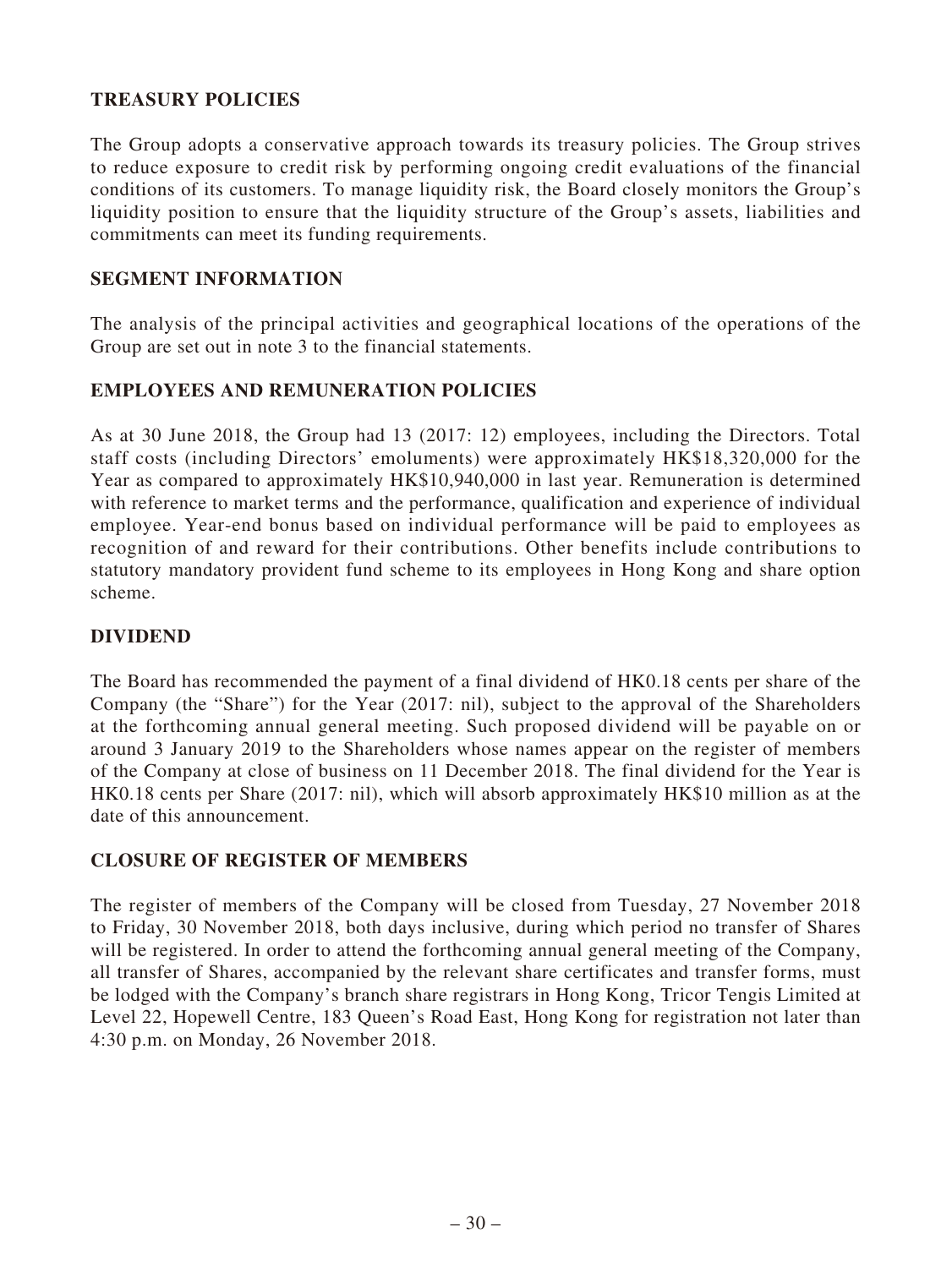## TREASURY POLICIES

The Group adopts a conservative approach towards its treasury policies. The Group strives to reduce exposure to credit risk by performing ongoing credit evaluations of the financial conditions of its customers. To manage liquidity risk, the Board closely monitors the Group's liquidity position to ensure that the liquidity structure of the Group's assets, liabilities and commitments can meet its funding requirements.

## SEGMENT INFORMATION

The analysis of the principal activities and geographical locations of the operations of the Group are set out in note 3 to the financial statements.

## EMPLOYEES AND REMUNERATION POLICIES

As at 30 June 2018, the Group had 13 (2017: 12) employees, including the Directors. Total staff costs (including Directors' emoluments) were approximately HK$18,320,000 for the Year as compared to approximately HK$10,940,000 in last year. Remuneration is determined with reference to market terms and the performance, qualification and experience of individual employee. Year-end bonus based on individual performance will be paid to employees as recognition of and reward for their contributions. Other benefits include contributions to statutory mandatory provident fund scheme to its employees in Hong Kong and share option scheme.

## DIVIDEND

The Board has recommended the payment of a final dividend of HK0.18 cents per share of the Company (the "Share") for the Year (2017: nil), subject to the approval of the Shareholders at the forthcoming annual general meeting. Such proposed dividend will be payable on or around 3 January 2019 to the Shareholders whose names appear on the register of members of the Company at close of business on 11 December 2018. The final dividend for the Year is HK0.18 cents per Share (2017: nil), which will absorb approximately HK$10 million as at the date of this announcement.

## CLOSURE OF REGISTER OF MEMBERS

The register of members of the Company will be closed from Tuesday, 27 November 2018 to Friday, 30 November 2018, both days inclusive, during which period no transfer of Shares will be registered. In order to attend the forthcoming annual general meeting of the Company, all transfer of Shares, accompanied by the relevant share certificates and transfer forms, must be lodged with the Company's branch share registrars in Hong Kong, Tricor Tengis Limited at Level 22, Hopewell Centre, 183 Queen's Road East, Hong Kong for registration not later than 4:30 p.m. on Monday, 26 November 2018.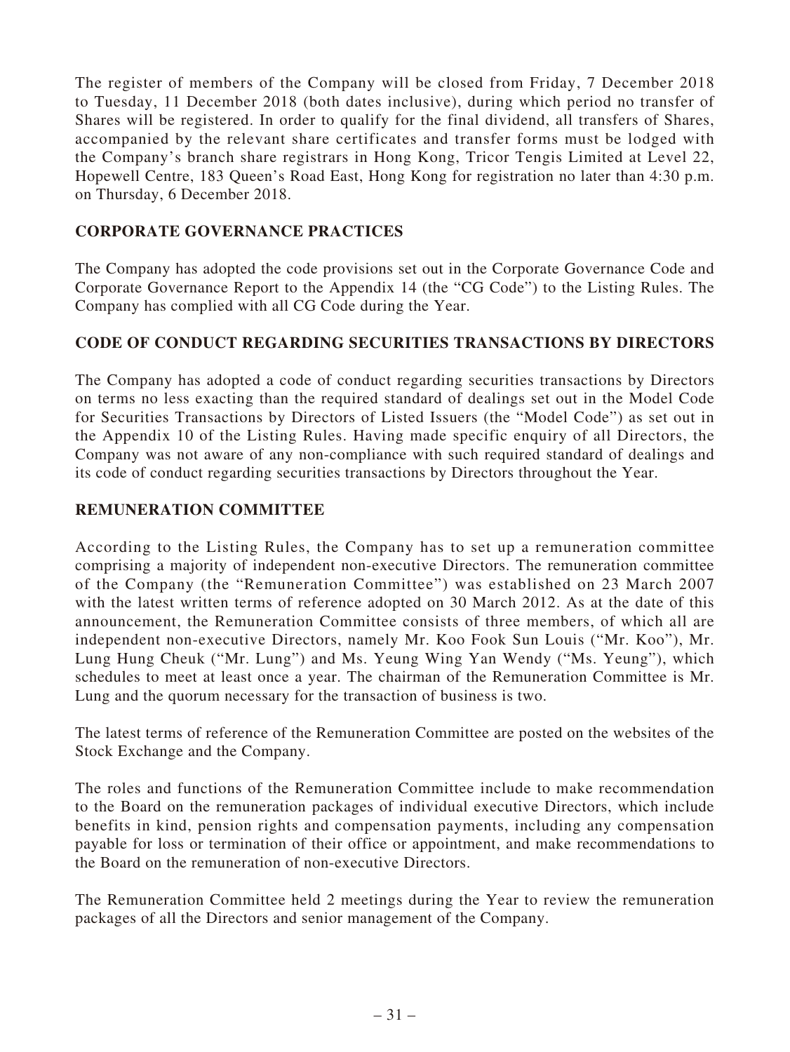The register of members of the Company will be closed from Friday, 7 December 2018 to Tuesday, 11 December 2018 (both dates inclusive), during which period no transfer of Shares will be registered. In order to qualify for the final dividend, all transfers of Shares, accompanied by the relevant share certificates and transfer forms must be lodged with the Company's branch share registrars in Hong Kong, Tricor Tengis Limited at Level 22, Hopewell Centre, 183 Queen's Road East, Hong Kong for registration no later than 4:30 p.m. on Thursday, 6 December 2018.

## CORPORATE GOVERNANCE PRACTICES

The Company has adopted the code provisions set out in the Corporate Governance Code and Corporate Governance Report to the Appendix 14 (the "CG Code") to the Listing Rules. The Company has complied with all CG Code during the Year.

## CODE OF CONDUCT REGARDING SECURITIES TRANSACTIONS BY DIRECTORS

The Company has adopted a code of conduct regarding securities transactions by Directors on terms no less exacting than the required standard of dealings set out in the Model Code for Securities Transactions by Directors of Listed Issuers (the "Model Code") as set out in the Appendix 10 of the Listing Rules. Having made specific enquiry of all Directors, the Company was not aware of any non-compliance with such required standard of dealings and its code of conduct regarding securities transactions by Directors throughout the Year.

## REMUNERATION COMMITTEE

According to the Listing Rules, the Company has to set up a remuneration committee comprising a majority of independent non-executive Directors. The remuneration committee of the Company (the "Remuneration Committee") was established on 23 March 2007 with the latest written terms of reference adopted on 30 March 2012. As at the date of this announcement, the Remuneration Committee consists of three members, of which all are independent non-executive Directors, namely Mr. Koo Fook Sun Louis ("Mr. Koo"), Mr. Lung Hung Cheuk ("Mr. Lung") and Ms. Yeung Wing Yan Wendy ("Ms. Yeung"), which schedules to meet at least once a year. The chairman of the Remuneration Committee is Mr. Lung and the quorum necessary for the transaction of business is two.

The latest terms of reference of the Remuneration Committee are posted on the websites of the Stock Exchange and the Company.

The roles and functions of the Remuneration Committee include to make recommendation to the Board on the remuneration packages of individual executive Directors, which include benefits in kind, pension rights and compensation payments, including any compensation payable for loss or termination of their office or appointment, and make recommendations to the Board on the remuneration of non-executive Directors.

The Remuneration Committee held 2 meetings during the Year to review the remuneration packages of all the Directors and senior management of the Company.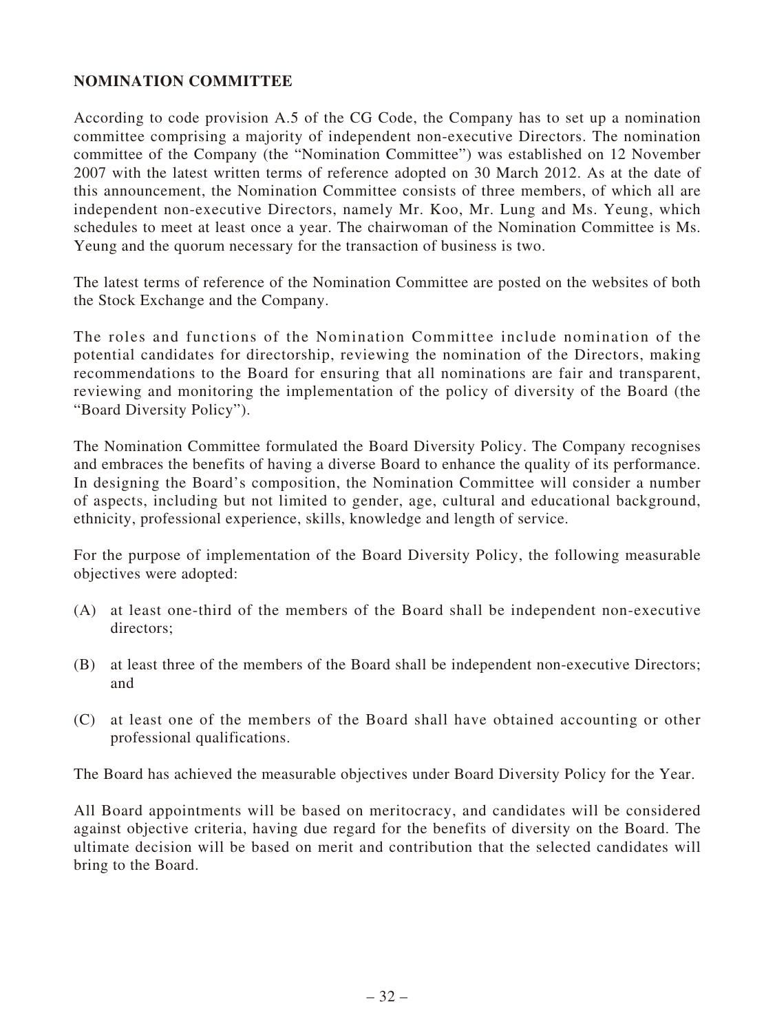## NOMINATION COMMITTEE

According to code provision A.5 of the CG Code, the Company has to set up a nomination committee comprising a majority of independent non-executive Directors. The nomination committee of the Company (the "Nomination Committee") was established on 12 November 2007 with the latest written terms of reference adopted on 30 March 2012. As at the date of this announcement, the Nomination Committee consists of three members, of which all are independent non-executive Directors, namely Mr. Koo, Mr. Lung and Ms. Yeung, which schedules to meet at least once a year. The chairwoman of the Nomination Committee is Ms. Yeung and the quorum necessary for the transaction of business is two.

The latest terms of reference of the Nomination Committee are posted on the websites of both the Stock Exchange and the Company.

The roles and functions of the Nomination Committee include nomination of the potential candidates for directorship, reviewing the nomination of the Directors, making recommendations to the Board for ensuring that all nominations are fair and transparent, reviewing and monitoring the implementation of the policy of diversity of the Board (the "Board Diversity Policy").

The Nomination Committee formulated the Board Diversity Policy. The Company recognises and embraces the benefits of having a diverse Board to enhance the quality of its performance. In designing the Board's composition, the Nomination Committee will consider a number of aspects, including but not limited to gender, age, cultural and educational background, ethnicity, professional experience, skills, knowledge and length of service.

For the purpose of implementation of the Board Diversity Policy, the following measurable objectives were adopted:

(A) at least one-third of the members of the Board shall be independent non-executive directors;

(B) at least three of the members of the Board shall be independent non-executive Directors; and

(C) at least one of the members of the Board shall have obtained accounting or other professional qualifications.

The Board has achieved the measurable objectives under Board Diversity Policy for the Year.

All Board appointments will be based on meritocracy, and candidates will be considered against objective criteria, having due regard for the benefits of diversity on the Board. The ultimate decision will be based on merit and contribution that the selected candidates will bring to the Board.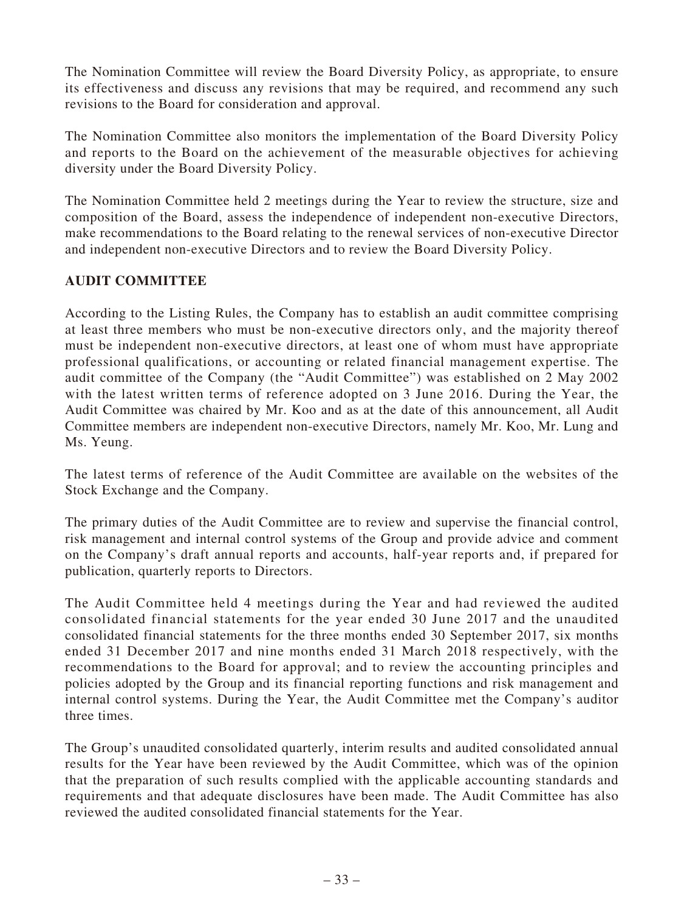The Nomination Committee will review the Board Diversity Policy, as appropriate, to ensure its effectiveness and discuss any revisions that may be required, and recommend any such revisions to the Board for consideration and approval.

The Nomination Committee also monitors the implementation of the Board Diversity Policy and reports to the Board on the achievement of the measurable objectives for achieving diversity under the Board Diversity Policy.

The Nomination Committee held 2 meetings during the Year to review the structure, size and composition of the Board, assess the independence of independent non-executive Directors, make recommendations to the Board relating to the renewal services of non-executive Director and independent non-executive Directors and to review the Board Diversity Policy.

## AUDIT COMMITTEE

According to the Listing Rules, the Company has to establish an audit committee comprising at least three members who must be non-executive directors only, and the majority thereof must be independent non-executive directors, at least one of whom must have appropriate professional qualifications, or accounting or related financial management expertise. The audit committee of the Company (the "Audit Committee") was established on 2 May 2002 with the latest written terms of reference adopted on 3 June 2016. During the Year, the Audit Committee was chaired by Mr. Koo and as at the date of this announcement, all Audit Committee members are independent non-executive Directors, namely Mr. Koo, Mr. Lung and Ms. Yeung.

The latest terms of reference of the Audit Committee are available on the websites of the Stock Exchange and the Company.

The primary duties of the Audit Committee are to review and supervise the financial control, risk management and internal control systems of the Group and provide advice and comment on the Company's draft annual reports and accounts, half-year reports and, if prepared for publication, quarterly reports to Directors.

The Audit Committee held 4 meetings during the Year and had reviewed the audited consolidated financial statements for the year ended 30 June 2017 and the unaudited consolidated financial statements for the three months ended 30 September 2017, six months ended 31 December 2017 and nine months ended 31 March 2018 respectively, with the recommendations to the Board for approval; and to review the accounting principles and policies adopted by the Group and its financial reporting functions and risk management and internal control systems. During the Year, the Audit Committee met the Company's auditor three times.

The Group's unaudited consolidated quarterly, interim results and audited consolidated annual results for the Year have been reviewed by the Audit Committee, which was of the opinion that the preparation of such results complied with the applicable accounting standards and requirements and that adequate disclosures have been made. The Audit Committee has also reviewed the audited consolidated financial statements for the Year.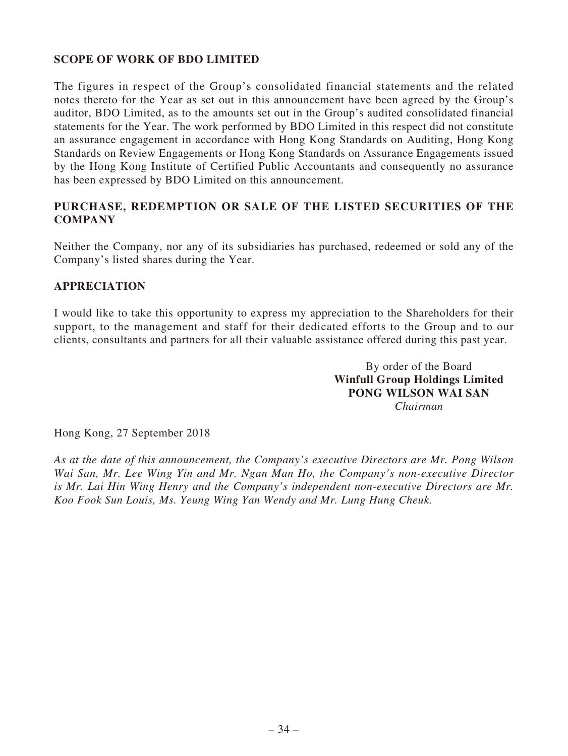## SCOPE OF WORK OF BDO LIMITED

The figures in respect of the Group's consolidated financial statements and the related notes thereto for the Year as set out in this announcement have been agreed by the Group's auditor, BDO Limited, as to the amounts set out in the Group's audited consolidated financial statements for the Year. The work performed by BDO Limited in this respect did not constitute an assurance engagement in accordance with Hong Kong Standards on Auditing, Hong Kong Standards on Review Engagements or Hong Kong Standards on Assurance Engagements issued by the Hong Kong Institute of Certified Public Accountants and consequently no assurance has been expressed by BDO Limited on this announcement.

## PURCHASE, REDEMPTION OR SALE OF THE LISTED SECURITIES OF THE COMPANY

Neither the Company, nor any of its subsidiaries has purchased, redeemed or sold any of the Company's listed shares during the Year.

## APPRECIATION

I would like to take this opportunity to express my appreciation to the Shareholders for their support, to the management and staff for their dedicated efforts to the Group and to our clients, consultants and partners for all their valuable assistance offered during this past year.

By order of the Board
**Winfull Group Holdings Limited**
**PONG WILSON WAI SAN**
*Chairman*

Hong Kong, 27 September 2018

*As at the date of this announcement, the Company's executive Directors are Mr. Pong Wilson Wai San, Mr. Lee Wing Yin and Mr. Ngan Man Ho, the Company's non-executive Director is Mr. Lai Hin Wing Henry and the Company's independent non-executive Directors are Mr. Koo Fook Sun Louis, Ms. Yeung Wing Yan Wendy and Mr. Lung Hung Cheuk.*